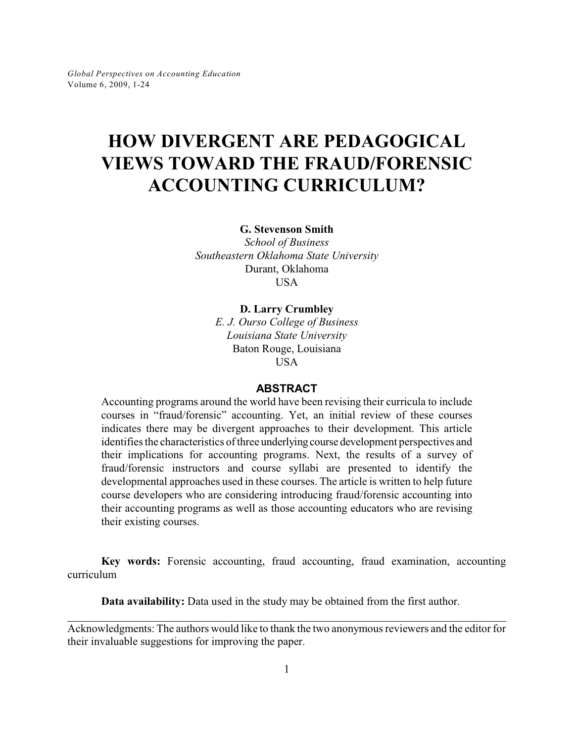# HOW DIVERGENT ARE PEDAGOGICAL VIEWS TOWARD THE FRAUD/FORENSIC ACCOUNTING CURRICULUM?

**G. Stevenson Smith**
*School of Business*
*Southeastern Oklahoma State University*
Durant, Oklahoma
USA

**D. Larry Crumbley**
*E. J. Ourso College of Business*
*Louisiana State University*
Baton Rouge, Louisiana
USA

## ABSTRACT

Accounting programs around the world have been revising their curricula to include courses in "fraud/forensic" accounting. Yet, an initial review of these courses indicates there may be divergent approaches to their development. This article identifies the characteristics of three underlying course development perspectives and their implications for accounting programs. Next, the results of a survey of fraud/forensic instructors and course syllabi are presented to identify the developmental approaches used in these courses. The article is written to help future course developers who are considering introducing fraud/forensic accounting into their accounting programs as well as those accounting educators who are revising their existing courses.

**Key words:** Forensic accounting, fraud accounting, fraud examination, accounting curriculum

**Data availability:** Data used in the study may be obtained from the first author.

---

Acknowledgments: The authors would like to thank the two anonymous reviewers and the editor for their invaluable suggestions for improving the paper.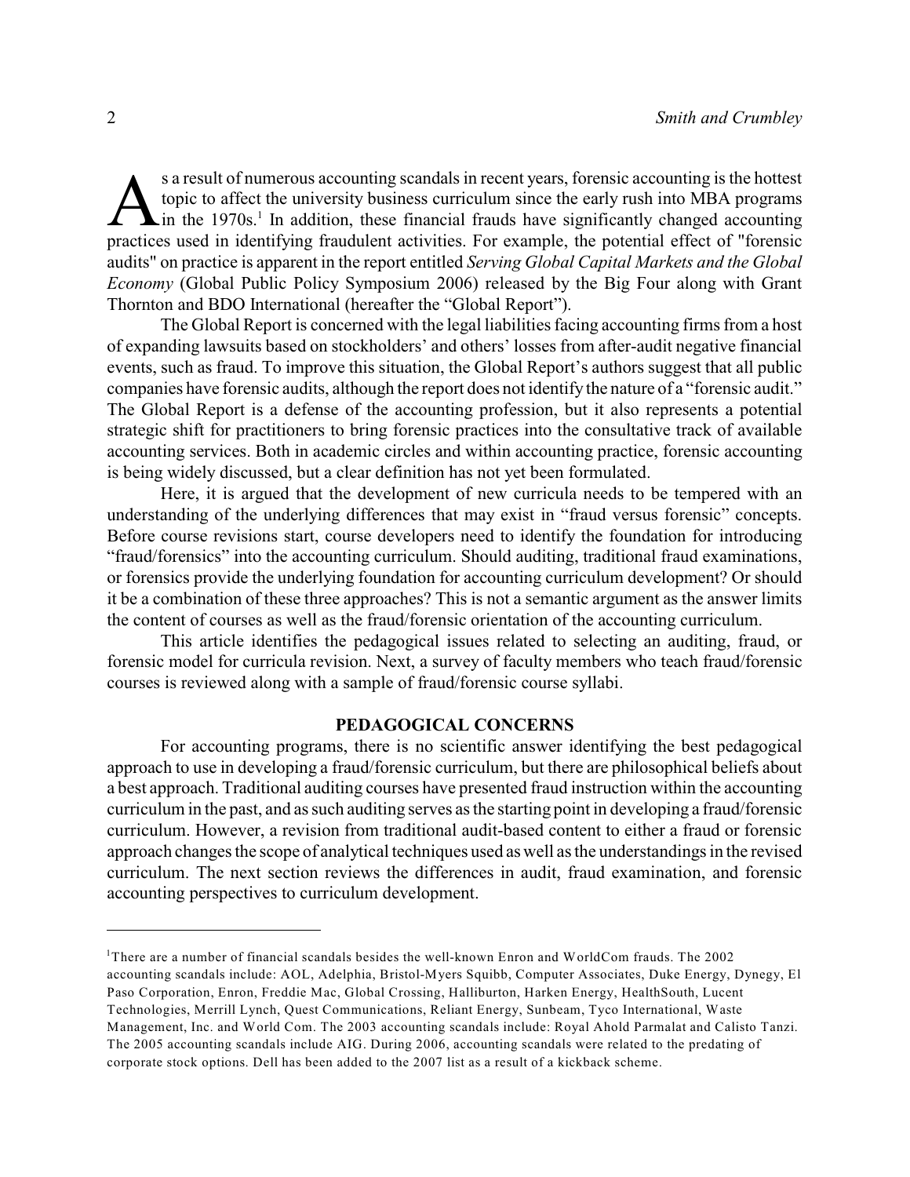As a result of numerous accounting scandals in recent years, forensic accounting is the hottest topic to affect the university business curriculum since the early rush into MBA programs in the 1970s.[1] In addition, these financial frauds have significantly changed accounting practices used in identifying fraudulent activities. For example, the potential effect of "forensic audits" on practice is apparent in the report entitled *Serving Global Capital Markets and the Global Economy* (Global Public Policy Symposium 2006) released by the Big Four along with Grant Thornton and BDO International (hereafter the "Global Report").

The Global Report is concerned with the legal liabilities facing accounting firms from a host of expanding lawsuits based on stockholders' and others' losses from after-audit negative financial events, such as fraud. To improve this situation, the Global Report's authors suggest that all public companies have forensic audits, although the report does not identify the nature of a "forensic audit." The Global Report is a defense of the accounting profession, but it also represents a potential strategic shift for practitioners to bring forensic practices into the consultative track of available accounting services. Both in academic circles and within accounting practice, forensic accounting is being widely discussed, but a clear definition has not yet been formulated.

Here, it is argued that the development of new curricula needs to be tempered with an understanding of the underlying differences that may exist in "fraud versus forensic" concepts. Before course revisions start, course developers need to identify the foundation for introducing "fraud/forensics" into the accounting curriculum. Should auditing, traditional fraud examinations, or forensics provide the underlying foundation for accounting curriculum development? Or should it be a combination of these three approaches? This is not a semantic argument as the answer limits the content of courses as well as the fraud/forensic orientation of the accounting curriculum.

This article identifies the pedagogical issues related to selecting an auditing, fraud, or forensic model for curricula revision. Next, a survey of faculty members who teach fraud/forensic courses is reviewed along with a sample of fraud/forensic course syllabi.

## PEDAGOGICAL CONCERNS

For accounting programs, there is no scientific answer identifying the best pedagogical approach to use in developing a fraud/forensic curriculum, but there are philosophical beliefs about a best approach. Traditional auditing courses have presented fraud instruction within the accounting curriculum in the past, and as such auditing serves as the starting point in developing a fraud/forensic curriculum. However, a revision from traditional audit-based content to either a fraud or forensic approach changes the scope of analytical techniques used as well as the understandings in the revised curriculum. The next section reviews the differences in audit, fraud examination, and forensic accounting perspectives to curriculum development.

---

[1] There are a number of financial scandals besides the well-known Enron and WorldCom frauds. The 2002 accounting scandals include: AOL, Adelphia, Bristol-Myers Squibb, Computer Associates, Duke Energy, Dynegy, El Paso Corporation, Enron, Freddie Mac, Global Crossing, Halliburton, Harken Energy, HealthSouth, Lucent Technologies, Merrill Lynch, Quest Communications, Reliant Energy, Sunbeam, Tyco International, Waste Management, Inc. and World Com. The 2003 accounting scandals include: Royal Ahold Parmalat and Calisto Tanzi. The 2005 accounting scandals include AIG. During 2006, accounting scandals were related to the predating of corporate stock options. Dell has been added to the 2007 list as a result of a kickback scheme.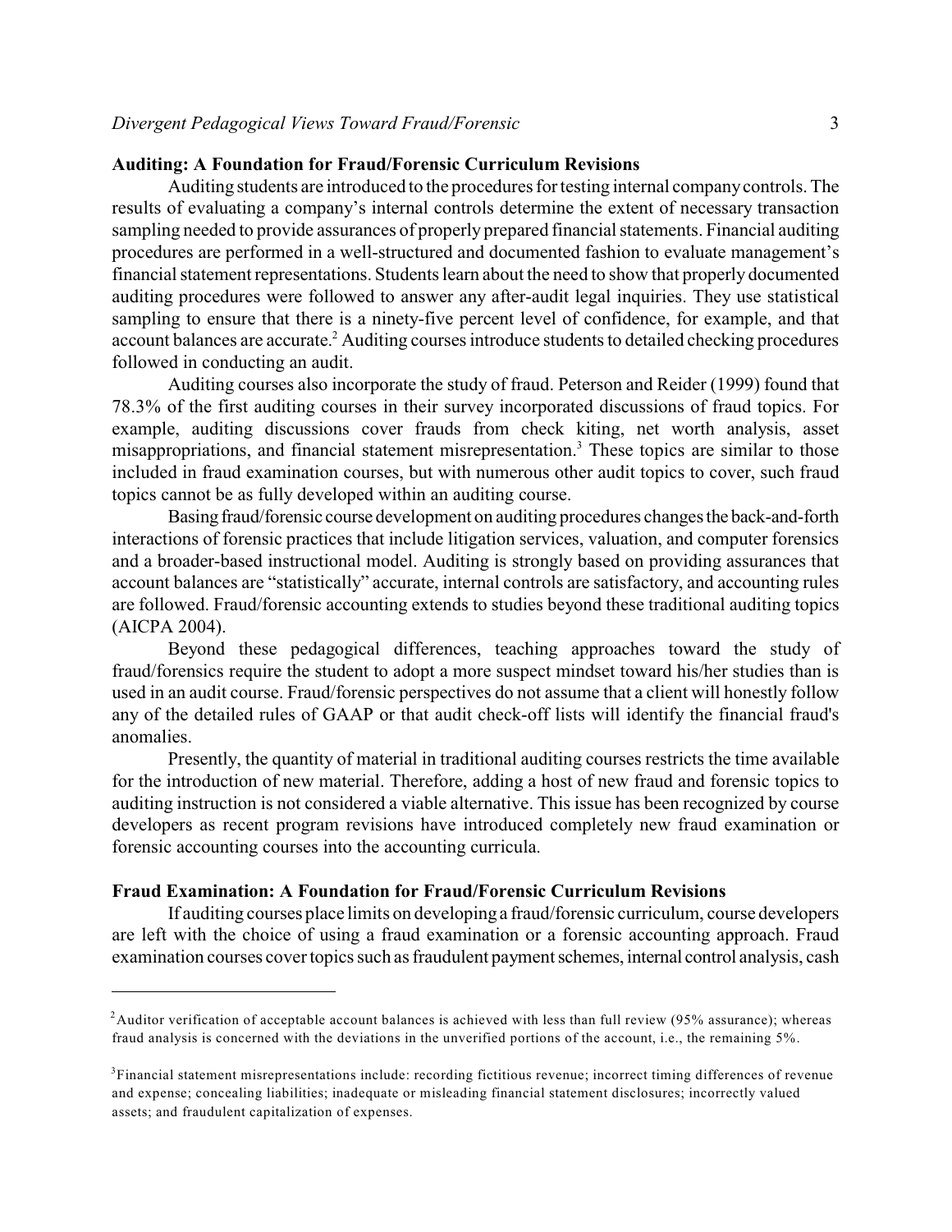### Auditing: A Foundation for Fraud/Forensic Curriculum Revisions

Auditing students are introduced to the procedures for testing internal company controls. The results of evaluating a company's internal controls determine the extent of necessary transaction sampling needed to provide assurances of properly prepared financial statements. Financial auditing procedures are performed in a well-structured and documented fashion to evaluate management's financial statement representations. Students learn about the need to show that properly documented auditing procedures were followed to answer any after-audit legal inquiries. They use statistical sampling to ensure that there is a ninety-five percent level of confidence, for example, and that account balances are accurate.[2] Auditing courses introduce students to detailed checking procedures followed in conducting an audit.

Auditing courses also incorporate the study of fraud. Peterson and Reider (1999) found that 78.3% of the first auditing courses in their survey incorporated discussions of fraud topics. For example, auditing discussions cover frauds from check kiting, net worth analysis, asset misappropriations, and financial statement misrepresentation.[3] These topics are similar to those included in fraud examination courses, but with numerous other audit topics to cover, such fraud topics cannot be as fully developed within an auditing course.

Basing fraud/forensic course development on auditing procedures changes the back-and-forth interactions of forensic practices that include litigation services, valuation, and computer forensics and a broader-based instructional model. Auditing is strongly based on providing assurances that account balances are "statistically" accurate, internal controls are satisfactory, and accounting rules are followed. Fraud/forensic accounting extends to studies beyond these traditional auditing topics (AICPA 2004).

Beyond these pedagogical differences, teaching approaches toward the study of fraud/forensics require the student to adopt a more suspect mindset toward his/her studies than is used in an audit course. Fraud/forensic perspectives do not assume that a client will honestly follow any of the detailed rules of GAAP or that audit check-off lists will identify the financial fraud's anomalies.

Presently, the quantity of material in traditional auditing courses restricts the time available for the introduction of new material. Therefore, adding a host of new fraud and forensic topics to auditing instruction is not considered a viable alternative. This issue has been recognized by course developers as recent program revisions have introduced completely new fraud examination or forensic accounting courses into the accounting curricula.

### Fraud Examination: A Foundation for Fraud/Forensic Curriculum Revisions

If auditing courses place limits on developing a fraud/forensic curriculum, course developers are left with the choice of using a fraud examination or a forensic accounting approach. Fraud examination courses cover topics such as fraudulent payment schemes, internal control analysis, cash

---

[2] Auditor verification of acceptable account balances is achieved with less than full review (95% assurance); whereas fraud analysis is concerned with the deviations in the unverified portions of the account, i.e., the remaining 5%.

[3] Financial statement misrepresentations include: recording fictitious revenue; incorrect timing differences of revenue and expense; concealing liabilities; inadequate or misleading financial statement disclosures; incorrectly valued assets; and fraudulent capitalization of expenses.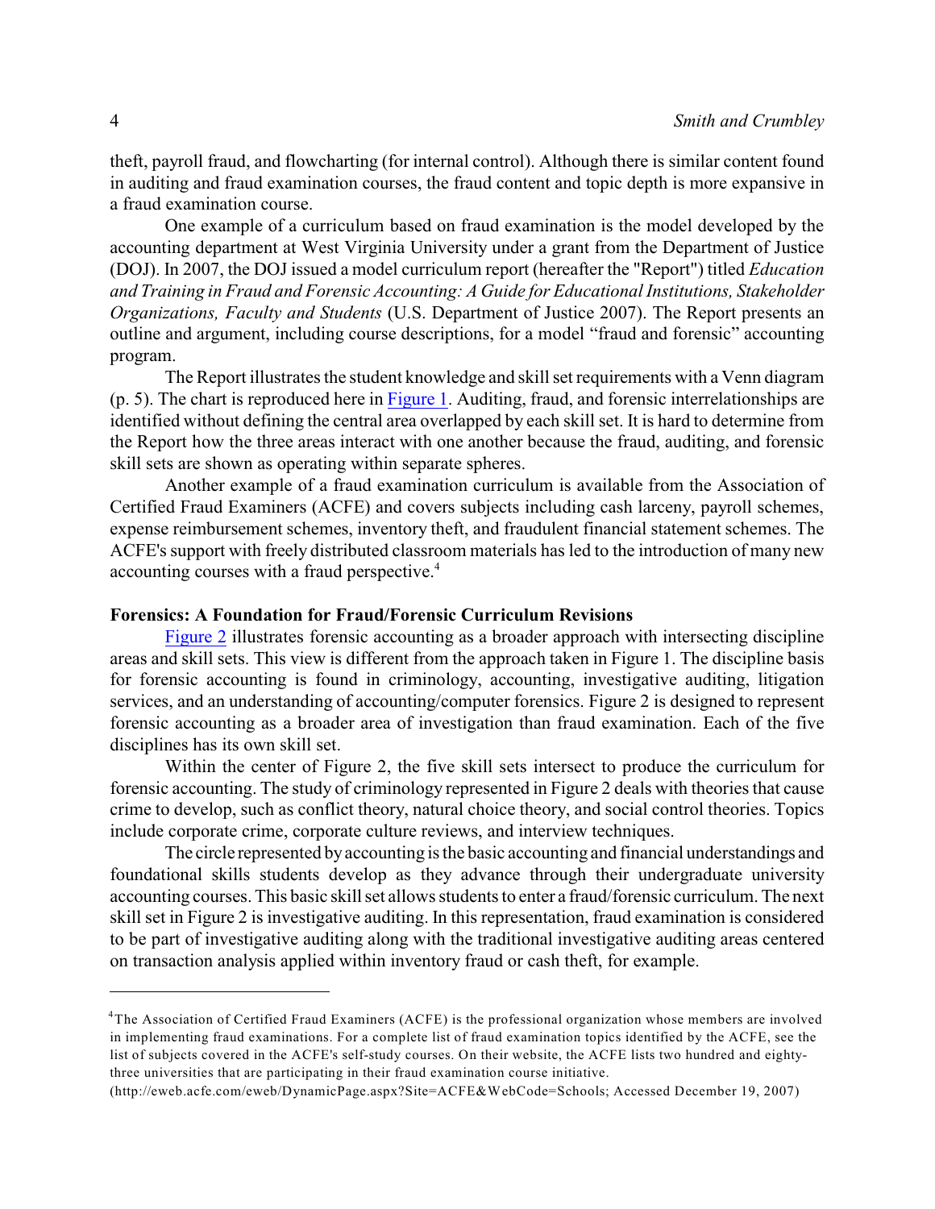theft, payroll fraud, and flowcharting (for internal control). Although there is similar content found in auditing and fraud examination courses, the fraud content and topic depth is more expansive in a fraud examination course.

One example of a curriculum based on fraud examination is the model developed by the accounting department at West Virginia University under a grant from the Department of Justice (DOJ). In 2007, the DOJ issued a model curriculum report (hereafter the "Report") titled *Education and Training in Fraud and Forensic Accounting: A Guide for Educational Institutions, Stakeholder Organizations, Faculty and Students* (U.S. Department of Justice 2007). The Report presents an outline and argument, including course descriptions, for a model "fraud and forensic" accounting program.

The Report illustrates the student knowledge and skill set requirements with a Venn diagram (p. 5). The chart is reproduced here in Figure 1. Auditing, fraud, and forensic interrelationships are identified without defining the central area overlapped by each skill set. It is hard to determine from the Report how the three areas interact with one another because the fraud, auditing, and forensic skill sets are shown as operating within separate spheres.

Another example of a fraud examination curriculum is available from the Association of Certified Fraud Examiners (ACFE) and covers subjects including cash larceny, payroll schemes, expense reimbursement schemes, inventory theft, and fraudulent financial statement schemes. The ACFE's support with freely distributed classroom materials has led to the introduction of many new accounting courses with a fraud perspective.[4]

### Forensics: A Foundation for Fraud/Forensic Curriculum Revisions

Figure 2 illustrates forensic accounting as a broader approach with intersecting discipline areas and skill sets. This view is different from the approach taken in Figure 1. The discipline basis for forensic accounting is found in criminology, accounting, investigative auditing, litigation services, and an understanding of accounting/computer forensics. Figure 2 is designed to represent forensic accounting as a broader area of investigation than fraud examination. Each of the five disciplines has its own skill set.

Within the center of Figure 2, the five skill sets intersect to produce the curriculum for forensic accounting. The study of criminology represented in Figure 2 deals with theories that cause crime to develop, such as conflict theory, natural choice theory, and social control theories. Topics include corporate crime, corporate culture reviews, and interview techniques.

The circle represented by accounting is the basic accounting and financial understandings and foundational skills students develop as they advance through their undergraduate university accounting courses. This basic skill set allows students to enter a fraud/forensic curriculum. The next skill set in Figure 2 is investigative auditing. In this representation, fraud examination is considered to be part of investigative auditing along with the traditional investigative auditing areas centered on transaction analysis applied within inventory fraud or cash theft, for example.

---

[4] The Association of Certified Fraud Examiners (ACFE) is the professional organization whose members are involved in implementing fraud examinations. For a complete list of fraud examination topics identified by the ACFE, see the list of subjects covered in the ACFE's self-study courses. On their website, the ACFE lists two hundred and eighty-three universities that are participating in their fraud examination course initiative. (http://eweb.acfe.com/eweb/DynamicPage.aspx?Site=ACFE&WebCode=Schools; Accessed December 19, 2007)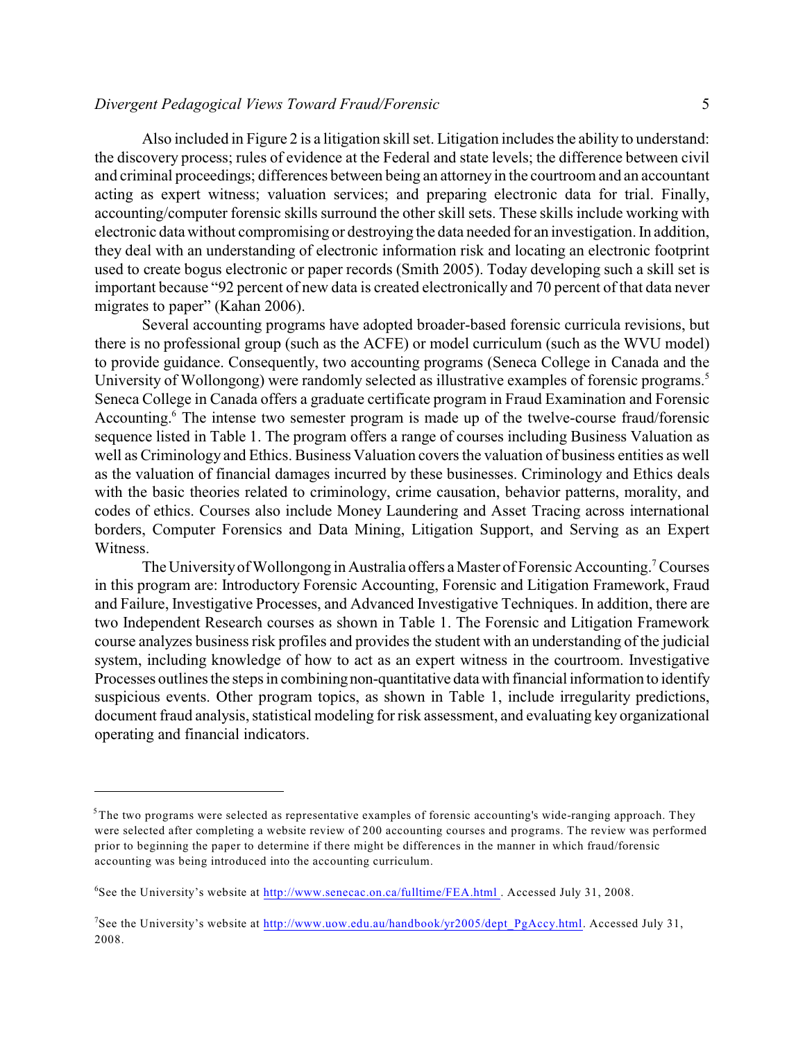Also included in Figure 2 is a litigation skill set. Litigation includes the ability to understand: the discovery process; rules of evidence at the Federal and state levels; the difference between civil and criminal proceedings; differences between being an attorney in the courtroom and an accountant acting as expert witness; valuation services; and preparing electronic data for trial. Finally, accounting/computer forensic skills surround the other skill sets. These skills include working with electronic data without compromising or destroying the data needed for an investigation. In addition, they deal with an understanding of electronic information risk and locating an electronic footprint used to create bogus electronic or paper records (Smith 2005). Today developing such a skill set is important because "92 percent of new data is created electronically and 70 percent of that data never migrates to paper" (Kahan 2006).

Several accounting programs have adopted broader-based forensic curricula revisions, but there is no professional group (such as the ACFE) or model curriculum (such as the WVU model) to provide guidance. Consequently, two accounting programs (Seneca College in Canada and the University of Wollongong) were randomly selected as illustrative examples of forensic programs.[5] Seneca College in Canada offers a graduate certificate program in Fraud Examination and Forensic Accounting.[6] The intense two semester program is made up of the twelve-course fraud/forensic sequence listed in Table 1. The program offers a range of courses including Business Valuation as well as Criminology and Ethics. Business Valuation covers the valuation of business entities as well as the valuation of financial damages incurred by these businesses. Criminology and Ethics deals with the basic theories related to criminology, crime causation, behavior patterns, morality, and codes of ethics. Courses also include Money Laundering and Asset Tracing across international borders, Computer Forensics and Data Mining, Litigation Support, and Serving as an Expert Witness.

The University of Wollongong in Australia offers a Master of Forensic Accounting.[7] Courses in this program are: Introductory Forensic Accounting, Forensic and Litigation Framework, Fraud and Failure, Investigative Processes, and Advanced Investigative Techniques. In addition, there are two Independent Research courses as shown in Table 1. The Forensic and Litigation Framework course analyzes business risk profiles and provides the student with an understanding of the judicial system, including knowledge of how to act as an expert witness in the courtroom. Investigative Processes outlines the steps in combining non-quantitative data with financial information to identify suspicious events. Other program topics, as shown in Table 1, include irregularity predictions, document fraud analysis, statistical modeling for risk assessment, and evaluating key organizational operating and financial indicators.

---

[5] The two programs were selected as representative examples of forensic accounting's wide-ranging approach. They were selected after completing a website review of 200 accounting courses and programs. The review was performed prior to beginning the paper to determine if there might be differences in the manner in which fraud/forensic accounting was being introduced into the accounting curriculum.

[6] See the University's website at http://www.senecac.on.ca/fulltime/FEA.html . Accessed July 31, 2008.

[7] See the University's website at http://www.uow.edu.au/handbook/yr2005/dept_PgAccy.html. Accessed July 31, 2008.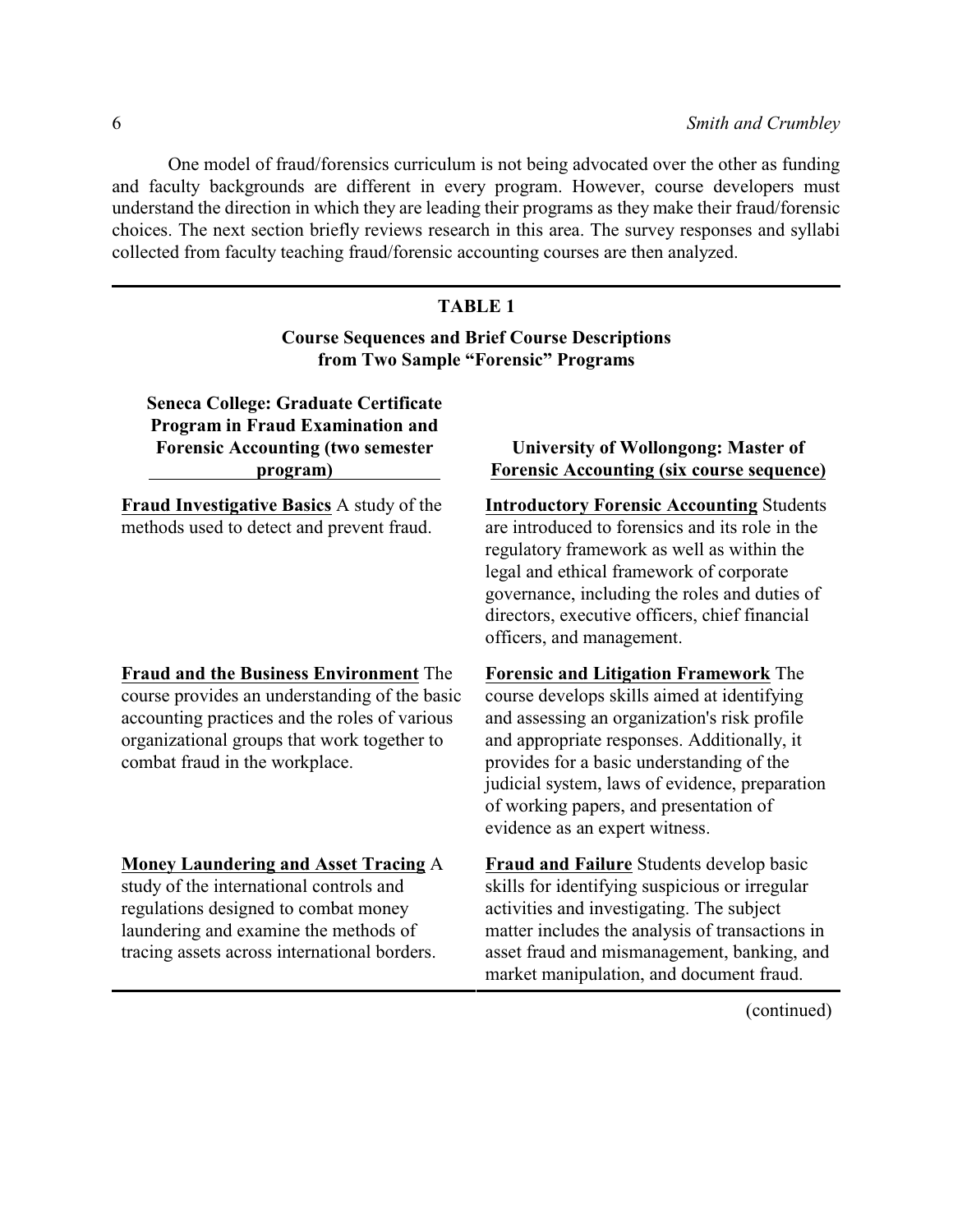One model of fraud/forensics curriculum is not being advocated over the other as funding and faculty backgrounds are different in every program. However, course developers must understand the direction in which they are leading their programs as they make their fraud/forensic choices. The next section briefly reviews research in this area. The survey responses and syllabi collected from faculty teaching fraud/forensic accounting courses are then analyzed.

**TABLE 1**

**Course Sequences and Brief Course Descriptions from Two Sample "Forensic" Programs**

| Seneca College: Graduate Certificate Program in Fraud Examination and Forensic Accounting (two semester program) | University of Wollongong: Master of Forensic Accounting (six course sequence) |
|---|---|
| **Fraud Investigative Basics** A study of the methods used to detect and prevent fraud. | **Introductory Forensic Accounting** Students are introduced to forensics and its role in the regulatory framework as well as within the legal and ethical framework of corporate governance, including the roles and duties of directors, executive officers, chief financial officers, and management. |
| **Fraud and the Business Environment** The course provides an understanding of the basic accounting practices and the roles of various organizational groups that work together to combat fraud in the workplace. | **Forensic and Litigation Framework** The course develops skills aimed at identifying and assessing an organization's risk profile and appropriate responses. Additionally, it provides for a basic understanding of the judicial system, laws of evidence, preparation of working papers, and presentation of evidence as an expert witness. |
| **Money Laundering and Asset Tracing** A study of the international controls and regulations designed to combat money laundering and examine the methods of tracing assets across international borders. | **Fraud and Failure** Students develop basic skills for identifying suspicious or irregular activities and investigating. The subject matter includes the analysis of transactions in asset fraud and mismanagement, banking, and market manipulation, and document fraud. |

(continued)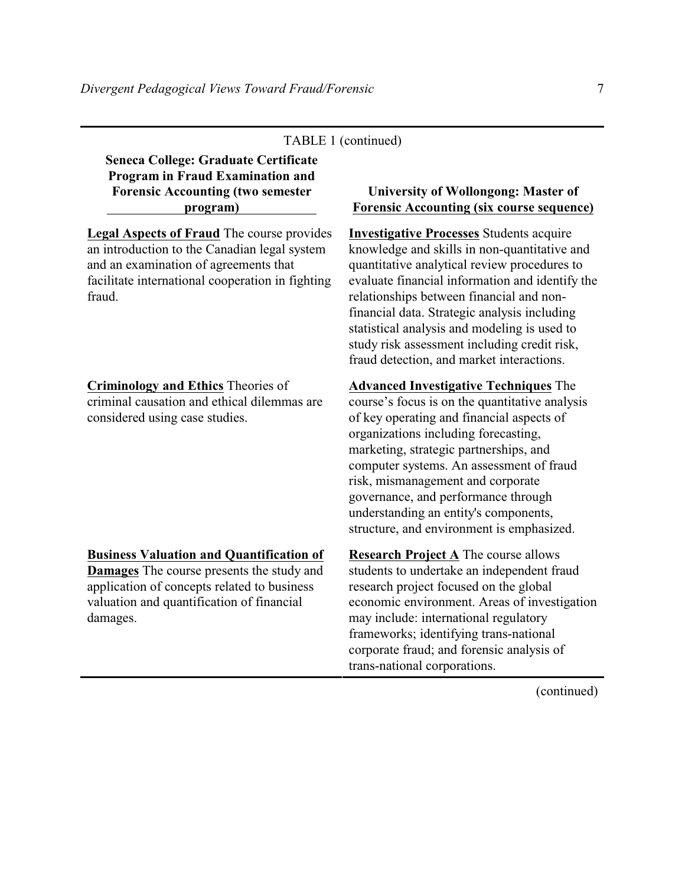TABLE 1 (continued)

| Seneca College: Graduate Certificate Program in Fraud Examination and Forensic Accounting (two semester program) | University of Wollongong: Master of Forensic Accounting (six course sequence) |
|---|---|
| **Legal Aspects of Fraud** The course provides an introduction to the Canadian legal system and an examination of agreements that facilitate international cooperation in fighting fraud. | **Investigative Processes** Students acquire knowledge and skills in non-quantitative and quantitative analytical review procedures to evaluate financial information and identify the relationships between financial and non-financial data. Strategic analysis including statistical analysis and modeling is used to study risk assessment including credit risk, fraud detection, and market interactions. |
| **Criminology and Ethics** Theories of criminal causation and ethical dilemmas are considered using case studies. | **Advanced Investigative Techniques** The course's focus is on the quantitative analysis of key operating and financial aspects of organizations including forecasting, marketing, strategic partnerships, and computer systems. An assessment of fraud risk, mismanagement and corporate governance, and performance through understanding an entity's components, structure, and environment is emphasized. |
| **Business Valuation and Quantification of Damages** The course presents the study and application of concepts related to business valuation and quantification of financial damages. | **Research Project A** The course allows students to undertake an independent fraud research project focused on the global economic environment. Areas of investigation may include: international regulatory frameworks; identifying trans-national corporate fraud; and forensic analysis of trans-national corporations. |

(continued)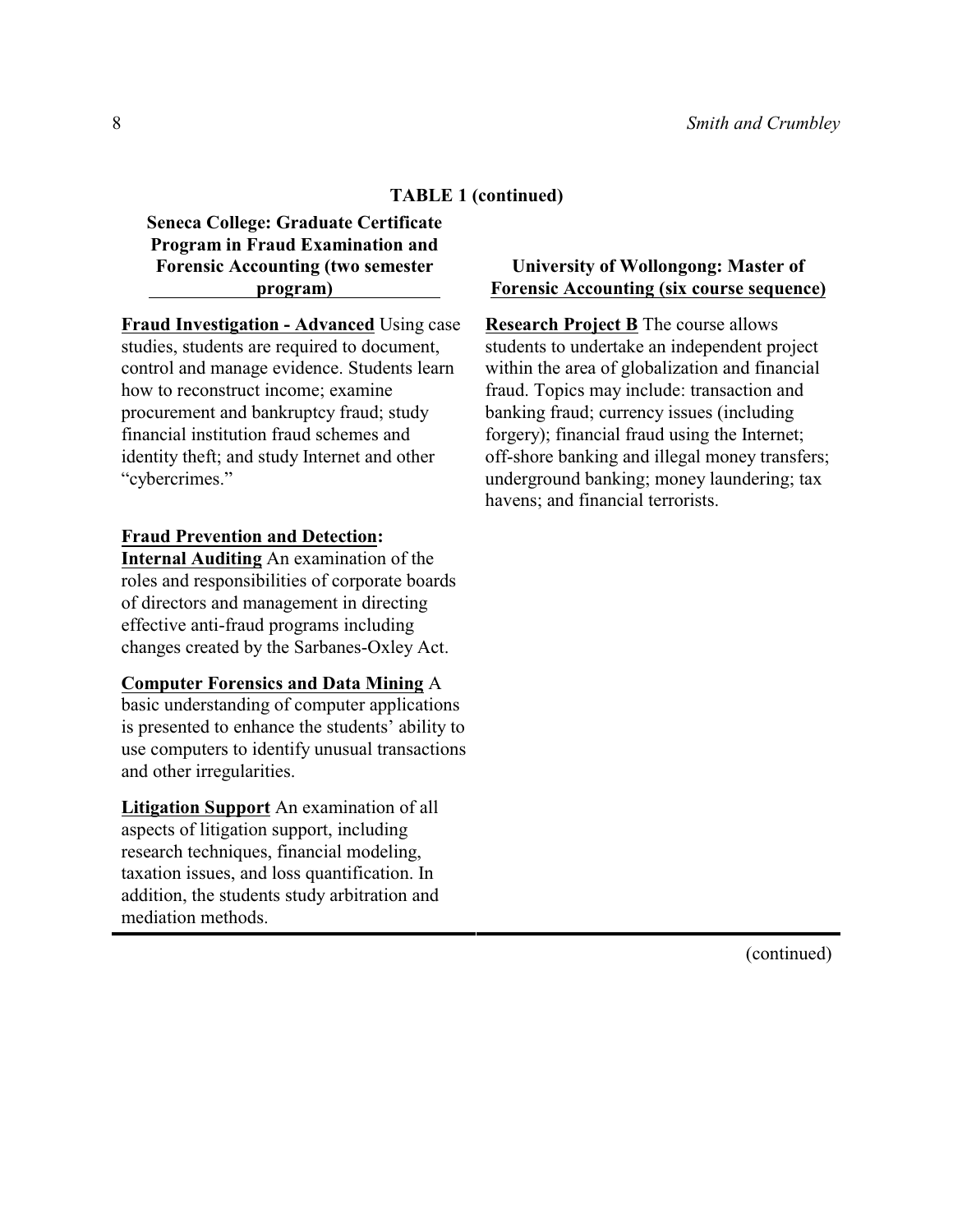**TABLE 1 (continued)**

| Seneca College: Graduate Certificate Program in Fraud Examination and Forensic Accounting (two semester program) | University of Wollongong: Master of Forensic Accounting (six course sequence) |
|---|---|
| **Fraud Investigation - Advanced** Using case studies, students are required to document, control and manage evidence. Students learn how to reconstruct income; examine procurement and bankruptcy fraud; study financial institution fraud schemes and identity theft; and study Internet and other "cybercrimes." | **Research Project B** The course allows students to undertake an independent project within the area of globalization and financial fraud. Topics may include: transaction and banking fraud; currency issues (including forgery); financial fraud using the Internet; off-shore banking and illegal money transfers; underground banking; money laundering; tax havens; and financial terrorists. |
| **Fraud Prevention and Detection: Internal Auditing** An examination of the roles and responsibilities of corporate boards of directors and management in directing effective anti-fraud programs including changes created by the Sarbanes-Oxley Act. | |
| **Computer Forensics and Data Mining** A basic understanding of computer applications is presented to enhance the students' ability to use computers to identify unusual transactions and other irregularities. | |
| **Litigation Support** An examination of all aspects of litigation support, including research techniques, financial modeling, taxation issues, and loss quantification. In addition, the students study arbitration and mediation methods. | |

(continued)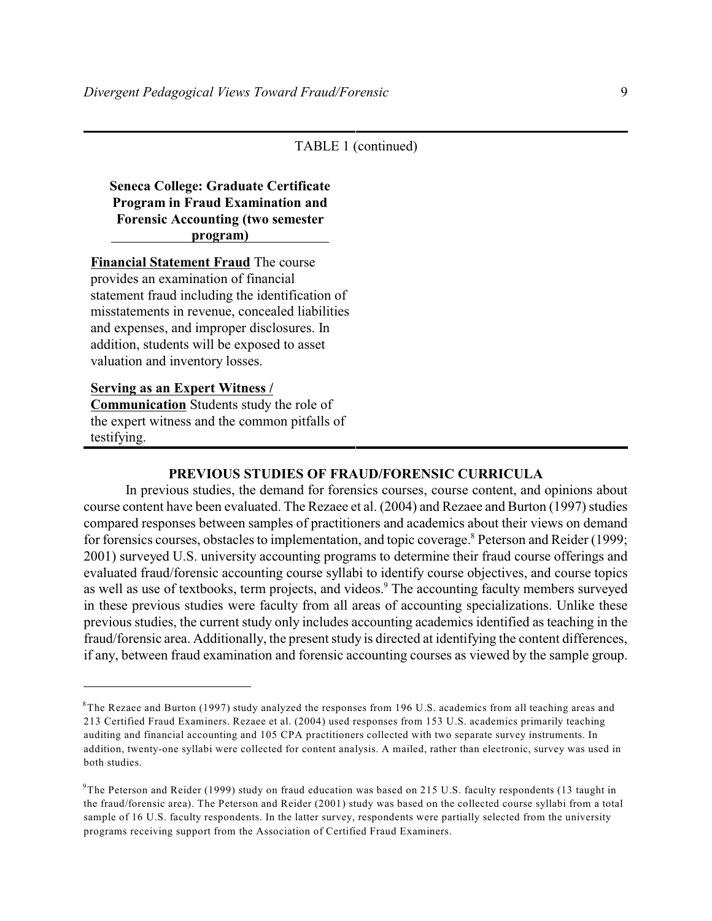TABLE 1 (continued)

| **Seneca College: Graduate Certificate Program in Fraud Examination and Forensic Accounting (two semester program)** | |
|---|---|
| **Financial Statement Fraud** The course provides an examination of financial statement fraud including the identification of misstatements in revenue, concealed liabilities and expenses, and improper disclosures. In addition, students will be exposed to asset valuation and inventory losses. | |
| **Serving as an Expert Witness / Communication** Students study the role of the expert witness and the common pitfalls of testifying. | |

## PREVIOUS STUDIES OF FRAUD/FORENSIC CURRICULA

In previous studies, the demand for forensics courses, course content, and opinions about course content have been evaluated. The Rezaee et al. (2004) and Rezaee and Burton (1997) studies compared responses between samples of practitioners and academics about their views on demand for forensics courses, obstacles to implementation, and topic coverage.[8] Peterson and Reider (1999; 2001) surveyed U.S. university accounting programs to determine their fraud course offerings and evaluated fraud/forensic accounting course syllabi to identify course objectives, and course topics as well as use of textbooks, term projects, and videos.[9] The accounting faculty members surveyed in these previous studies were faculty from all areas of accounting specializations. Unlike these previous studies, the current study only includes accounting academics identified as teaching in the fraud/forensic area. Additionally, the present study is directed at identifying the content differences, if any, between fraud examination and forensic accounting courses as viewed by the sample group.

---

[8] The Rezaee and Burton (1997) study analyzed the responses from 196 U.S. academics from all teaching areas and 213 Certified Fraud Examiners. Rezaee et al. (2004) used responses from 153 U.S. academics primarily teaching auditing and financial accounting and 105 CPA practitioners collected with two separate survey instruments. In addition, twenty-one syllabi were collected for content analysis. A mailed, rather than electronic, survey was used in both studies.

[9] The Peterson and Reider (1999) study on fraud education was based on 215 U.S. faculty respondents (13 taught in the fraud/forensic area). The Peterson and Reider (2001) study was based on the collected course syllabi from a total sample of 16 U.S. faculty respondents. In the latter survey, respondents were partially selected from the university programs receiving support from the Association of Certified Fraud Examiners.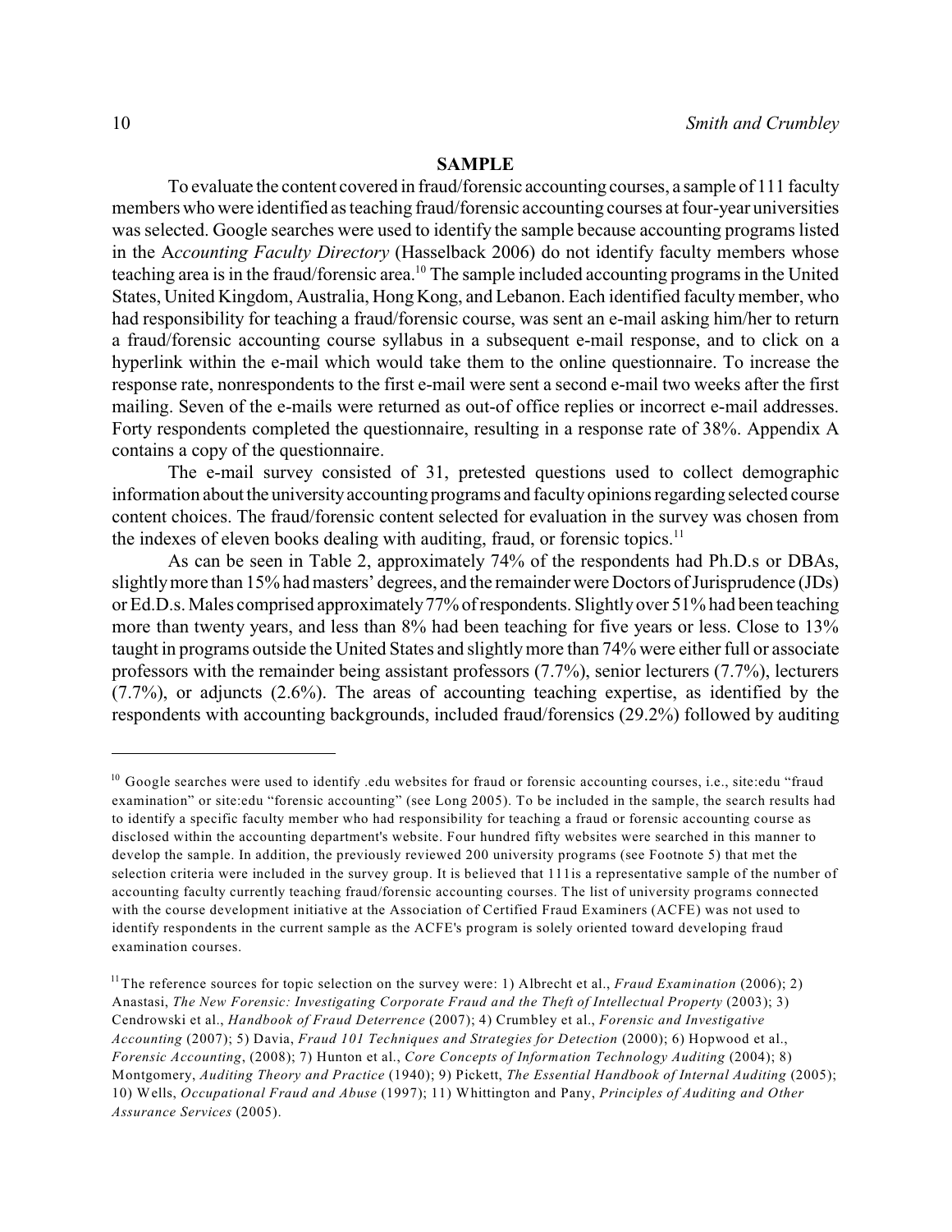## SAMPLE

To evaluate the content covered in fraud/forensic accounting courses, a sample of 111 faculty members who were identified as teaching fraud/forensic accounting courses at four-year universities was selected. Google searches were used to identify the sample because accounting programs listed in the A*ccounting Faculty Directory* (Hasselback 2006) do not identify faculty members whose teaching area is in the fraud/forensic area.[10] The sample included accounting programs in the United States, United Kingdom, Australia, Hong Kong, and Lebanon. Each identified faculty member, who had responsibility for teaching a fraud/forensic course, was sent an e-mail asking him/her to return a fraud/forensic accounting course syllabus in a subsequent e-mail response, and to click on a hyperlink within the e-mail which would take them to the online questionnaire. To increase the response rate, nonrespondents to the first e-mail were sent a second e-mail two weeks after the first mailing. Seven of the e-mails were returned as out-of office replies or incorrect e-mail addresses. Forty respondents completed the questionnaire, resulting in a response rate of 38%. Appendix A contains a copy of the questionnaire.

The e-mail survey consisted of 31, pretested questions used to collect demographic information about the university accounting programs and faculty opinions regarding selected course content choices. The fraud/forensic content selected for evaluation in the survey was chosen from the indexes of eleven books dealing with auditing, fraud, or forensic topics.[11]

As can be seen in Table 2, approximately 74% of the respondents had Ph.D.s or DBAs, slightly more than 15% had masters' degrees, and the remainder were Doctors of Jurisprudence (JDs) or Ed.D.s. Males comprised approximately 77% of respondents. Slightly over 51% had been teaching more than twenty years, and less than 8% had been teaching for five years or less. Close to 13% taught in programs outside the United States and slightly more than 74% were either full or associate professors with the remainder being assistant professors (7.7%), senior lecturers (7.7%), lecturers (7.7%), or adjuncts (2.6%). The areas of accounting teaching expertise, as identified by the respondents with accounting backgrounds, included fraud/forensics (29.2%) followed by auditing

---

[10] Google searches were used to identify .edu websites for fraud or forensic accounting courses, i.e., site:edu "fraud examination" or site:edu "forensic accounting" (see Long 2005). To be included in the sample, the search results had to identify a specific faculty member who had responsibility for teaching a fraud or forensic accounting course as disclosed within the accounting department's website. Four hundred fifty websites were searched in this manner to develop the sample. In addition, the previously reviewed 200 university programs (see Footnote 5) that met the selection criteria were included in the survey group. It is believed that 111is a representative sample of the number of accounting faculty currently teaching fraud/forensic accounting courses. The list of university programs connected with the course development initiative at the Association of Certified Fraud Examiners (ACFE) was not used to identify respondents in the current sample as the ACFE's program is solely oriented toward developing fraud examination courses.

[11] The reference sources for topic selection on the survey were: 1) Albrecht et al., *Fraud Examination* (2006); 2) Anastasi, *The New Forensic: Investigating Corporate Fraud and the Theft of Intellectual Property* (2003); 3) Cendrowski et al., *Handbook of Fraud Deterrence* (2007); 4) Crumbley et al., *Forensic and Investigative Accounting* (2007); 5) Davia, *Fraud 101 Techniques and Strategies for Detection* (2000); 6) Hopwood et al., *Forensic Accounting*, (2008); 7) Hunton et al., *Core Concepts of Information Technology Auditing* (2004); 8) Montgomery, *Auditing Theory and Practice* (1940); 9) Pickett, *The Essential Handbook of Internal Auditing* (2005); 10) Wells, *Occupational Fraud and Abuse* (1997); 11) Whittington and Pany, *Principles of Auditing and Other Assurance Services* (2005).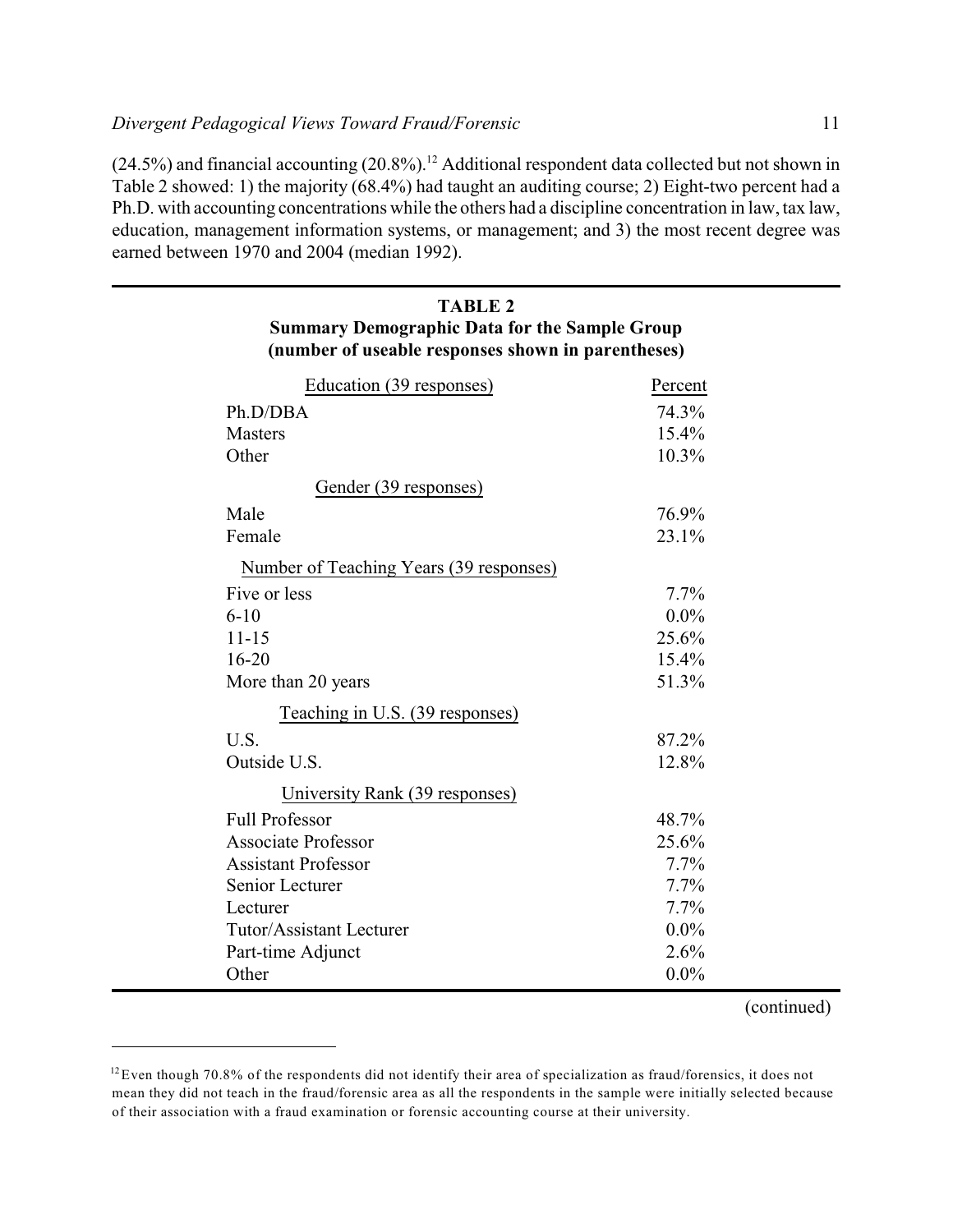(24.5%) and financial accounting (20.8%).[12] Additional respondent data collected but not shown in Table 2 showed: 1) the majority (68.4%) had taught an auditing course; 2) Eight-two percent had a Ph.D. with accounting concentrations while the others had a discipline concentration in law, tax law, education, management information systems, or management; and 3) the most recent degree was earned between 1970 and 2004 (median 1992).

**TABLE 2**
**Summary Demographic Data for the Sample Group**
**(number of useable responses shown in parentheses)**

| Education (39 responses) | Percent |
|---|---|
| Ph.D/DBA | 74.3% |
| Masters | 15.4% |
| Other | 10.3% |
| **Gender (39 responses)** | |
| Male | 76.9% |
| Female | 23.1% |
| **Number of Teaching Years (39 responses)** | |
| Five or less | 7.7% |
| 6-10 | 0.0% |
| 11-15 | 25.6% |
| 16-20 | 15.4% |
| More than 20 years | 51.3% |
| **Teaching in U.S. (39 responses)** | |
| U.S. | 87.2% |
| Outside U.S. | 12.8% |
| **University Rank (39 responses)** | |
| Full Professor | 48.7% |
| Associate Professor | 25.6% |
| Assistant Professor | 7.7% |
| Senior Lecturer | 7.7% |
| Lecturer | 7.7% |
| Tutor/Assistant Lecturer | 0.0% |
| Part-time Adjunct | 2.6% |
| Other | 0.0% |

(continued)

[12] Even though 70.8% of the respondents did not identify their area of specialization as fraud/forensics, it does not mean they did not teach in the fraud/forensic area as all the respondents in the sample were initially selected because of their association with a fraud examination or forensic accounting course at their university.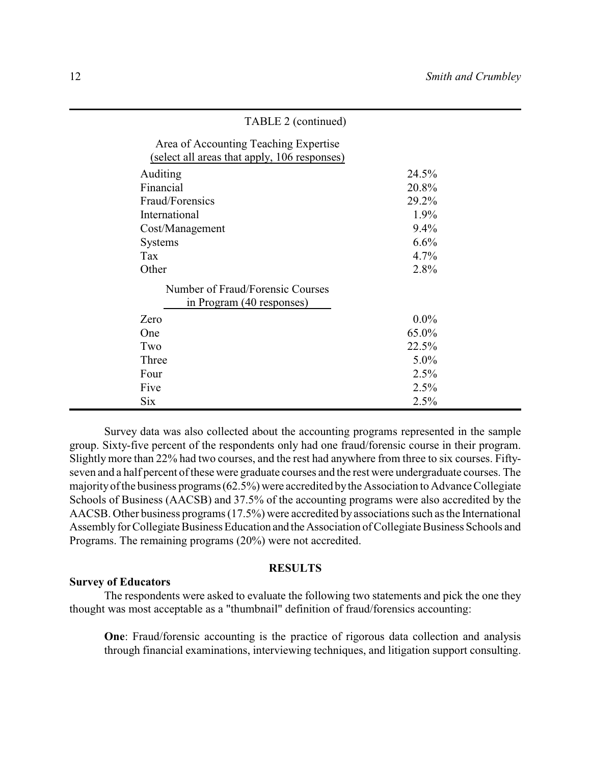TABLE 2 (continued)

| Area of Accounting Teaching Expertise (select all areas that apply, 106 responses) | |
|---|---|
| Auditing | 24.5% |
| Financial | 20.8% |
| Fraud/Forensics | 29.2% |
| International | 1.9% |
| Cost/Management | 9.4% |
| Systems | 6.6% |
| Tax | 4.7% |
| Other | 2.8% |
| **Number of Fraud/Forensic Courses in Program (40 responses)** | |
| Zero | 0.0% |
| One | 65.0% |
| Two | 22.5% |
| Three | 5.0% |
| Four | 2.5% |
| Five | 2.5% |
| Six | 2.5% |

Survey data was also collected about the accounting programs represented in the sample group. Sixty-five percent of the respondents only had one fraud/forensic course in their program. Slightly more than 22% had two courses, and the rest had anywhere from three to six courses. Fifty-seven and a half percent of these were graduate courses and the rest were undergraduate courses. The majority of the business programs (62.5%) were accredited by the Association to Advance Collegiate Schools of Business (AACSB) and 37.5% of the accounting programs were also accredited by the AACSB. Other business programs (17.5%) were accredited by associations such as the International Assembly for Collegiate Business Education and the Association of Collegiate Business Schools and Programs. The remaining programs (20%) were not accredited.

## RESULTS

### Survey of Educators

The respondents were asked to evaluate the following two statements and pick the one they thought was most acceptable as a "thumbnail" definition of fraud/forensics accounting:

> **One**: Fraud/forensic accounting is the practice of rigorous data collection and analysis through financial examinations, interviewing techniques, and litigation support consulting.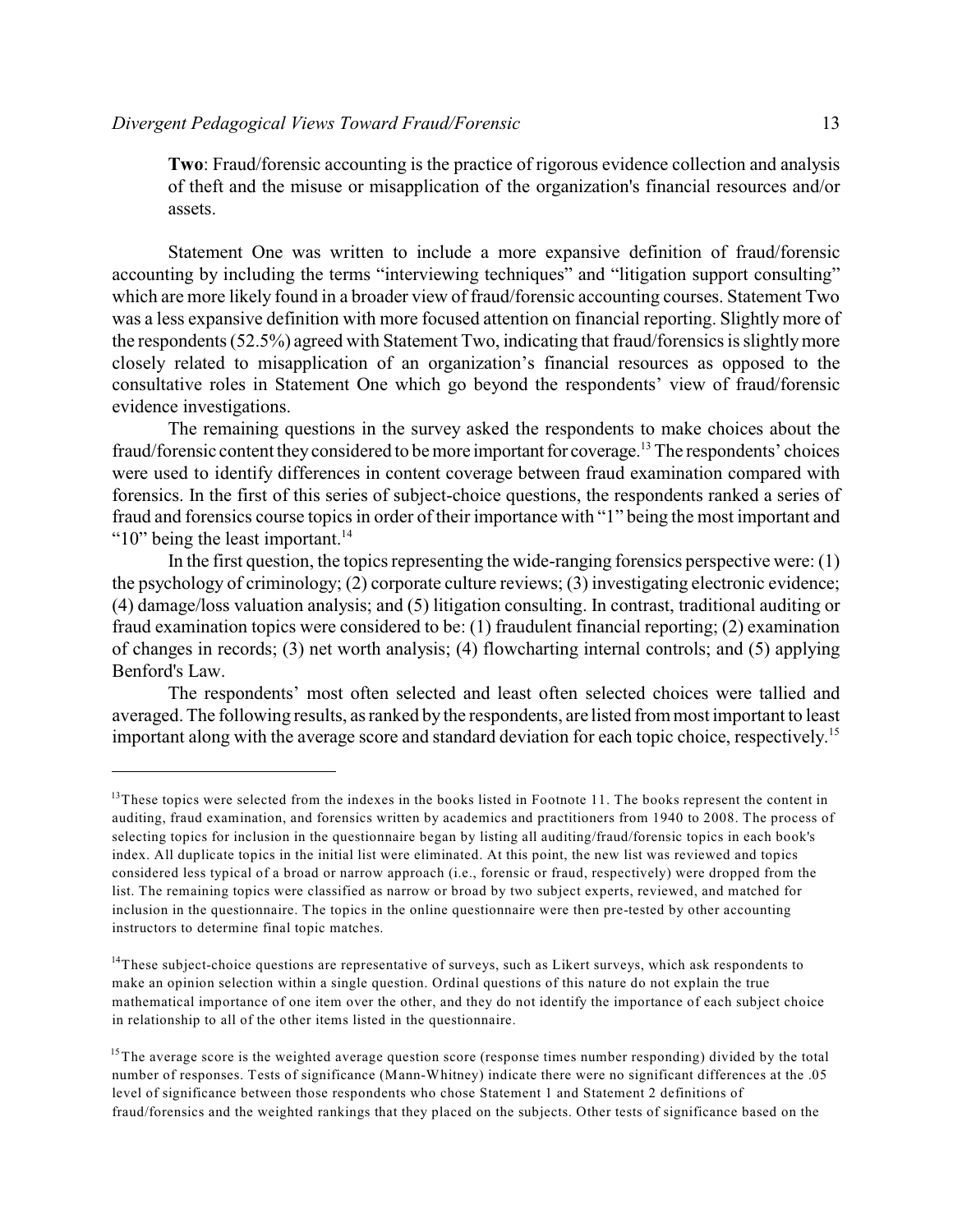**Two**: Fraud/forensic accounting is the practice of rigorous evidence collection and analysis of theft and the misuse or misapplication of the organization's financial resources and/or assets.

Statement One was written to include a more expansive definition of fraud/forensic accounting by including the terms "interviewing techniques" and "litigation support consulting" which are more likely found in a broader view of fraud/forensic accounting courses. Statement Two was a less expansive definition with more focused attention on financial reporting. Slightly more of the respondents (52.5%) agreed with Statement Two, indicating that fraud/forensics is slightly more closely related to misapplication of an organization's financial resources as opposed to the consultative roles in Statement One which go beyond the respondents' view of fraud/forensic evidence investigations.

The remaining questions in the survey asked the respondents to make choices about the fraud/forensic content they considered to be more important for coverage.[13] The respondents' choices were used to identify differences in content coverage between fraud examination compared with forensics. In the first of this series of subject-choice questions, the respondents ranked a series of fraud and forensics course topics in order of their importance with "1" being the most important and "10" being the least important.[14]

In the first question, the topics representing the wide-ranging forensics perspective were: (1) the psychology of criminology; (2) corporate culture reviews; (3) investigating electronic evidence; (4) damage/loss valuation analysis; and (5) litigation consulting. In contrast, traditional auditing or fraud examination topics were considered to be: (1) fraudulent financial reporting; (2) examination of changes in records; (3) net worth analysis; (4) flowcharting internal controls; and (5) applying Benford's Law.

The respondents' most often selected and least often selected choices were tallied and averaged. The following results, as ranked by the respondents, are listed from most important to least important along with the average score and standard deviation for each topic choice, respectively.[15]

---

[13]These topics were selected from the indexes in the books listed in Footnote 11. The books represent the content in auditing, fraud examination, and forensics written by academics and practitioners from 1940 to 2008. The process of selecting topics for inclusion in the questionnaire began by listing all auditing/fraud/forensic topics in each book's index. All duplicate topics in the initial list were eliminated. At this point, the new list was reviewed and topics considered less typical of a broad or narrow approach (i.e., forensic or fraud, respectively) were dropped from the list. The remaining topics were classified as narrow or broad by two subject experts, reviewed, and matched for inclusion in the questionnaire. The topics in the online questionnaire were then pre-tested by other accounting instructors to determine final topic matches.

[14]These subject-choice questions are representative of surveys, such as Likert surveys, which ask respondents to make an opinion selection within a single question. Ordinal questions of this nature do not explain the true mathematical importance of one item over the other, and they do not identify the importance of each subject choice in relationship to all of the other items listed in the questionnaire.

[15]The average score is the weighted average question score (response times number responding) divided by the total number of responses. Tests of significance (Mann-Whitney) indicate there were no significant differences at the .05 level of significance between those respondents who chose Statement 1 and Statement 2 definitions of fraud/forensics and the weighted rankings that they placed on the subjects. Other tests of significance based on the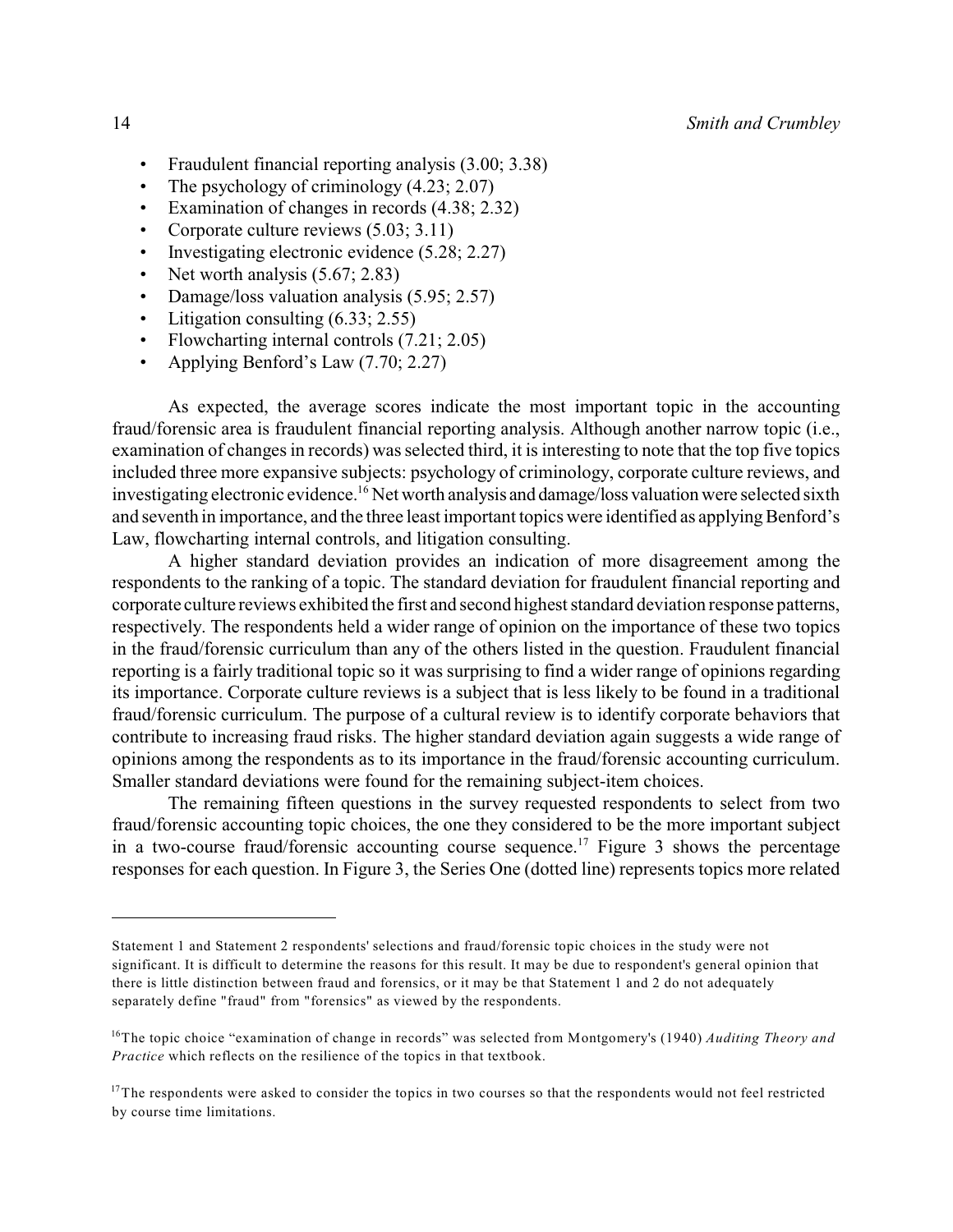- Fraudulent financial reporting analysis (3.00; 3.38)
- The psychology of criminology (4.23; 2.07)
- Examination of changes in records (4.38; 2.32)
- Corporate culture reviews (5.03; 3.11)
- Investigating electronic evidence (5.28; 2.27)
- Net worth analysis (5.67; 2.83)
- Damage/loss valuation analysis (5.95; 2.57)
- Litigation consulting (6.33; 2.55)
- Flowcharting internal controls (7.21; 2.05)
- Applying Benford's Law (7.70; 2.27)

As expected, the average scores indicate the most important topic in the accounting fraud/forensic area is fraudulent financial reporting analysis. Although another narrow topic (i.e., examination of changes in records) was selected third, it is interesting to note that the top five topics included three more expansive subjects: psychology of criminology, corporate culture reviews, and investigating electronic evidence.[16] Net worth analysis and damage/loss valuation were selected sixth and seventh in importance, and the three least important topics were identified as applying Benford's Law, flowcharting internal controls, and litigation consulting.

A higher standard deviation provides an indication of more disagreement among the respondents to the ranking of a topic. The standard deviation for fraudulent financial reporting and corporate culture reviews exhibited the first and second highest standard deviation response patterns, respectively. The respondents held a wider range of opinion on the importance of these two topics in the fraud/forensic curriculum than any of the others listed in the question. Fraudulent financial reporting is a fairly traditional topic so it was surprising to find a wider range of opinions regarding its importance. Corporate culture reviews is a subject that is less likely to be found in a traditional fraud/forensic curriculum. The purpose of a cultural review is to identify corporate behaviors that contribute to increasing fraud risks. The higher standard deviation again suggests a wide range of opinions among the respondents as to its importance in the fraud/forensic accounting curriculum. Smaller standard deviations were found for the remaining subject-item choices.

The remaining fifteen questions in the survey requested respondents to select from two fraud/forensic accounting topic choices, the one they considered to be the more important subject in a two-course fraud/forensic accounting course sequence.[17] Figure 3 shows the percentage responses for each question. In Figure 3, the Series One (dotted line) represents topics more related

---

Statement 1 and Statement 2 respondents' selections and fraud/forensic topic choices in the study were not significant. It is difficult to determine the reasons for this result. It may be due to respondent's general opinion that there is little distinction between fraud and forensics, or it may be that Statement 1 and 2 do not adequately separately define "fraud" from "forensics" as viewed by the respondents.

[16] The topic choice "examination of change in records" was selected from Montgomery's (1940) *Auditing Theory and Practice* which reflects on the resilience of the topics in that textbook.

[17] The respondents were asked to consider the topics in two courses so that the respondents would not feel restricted by course time limitations.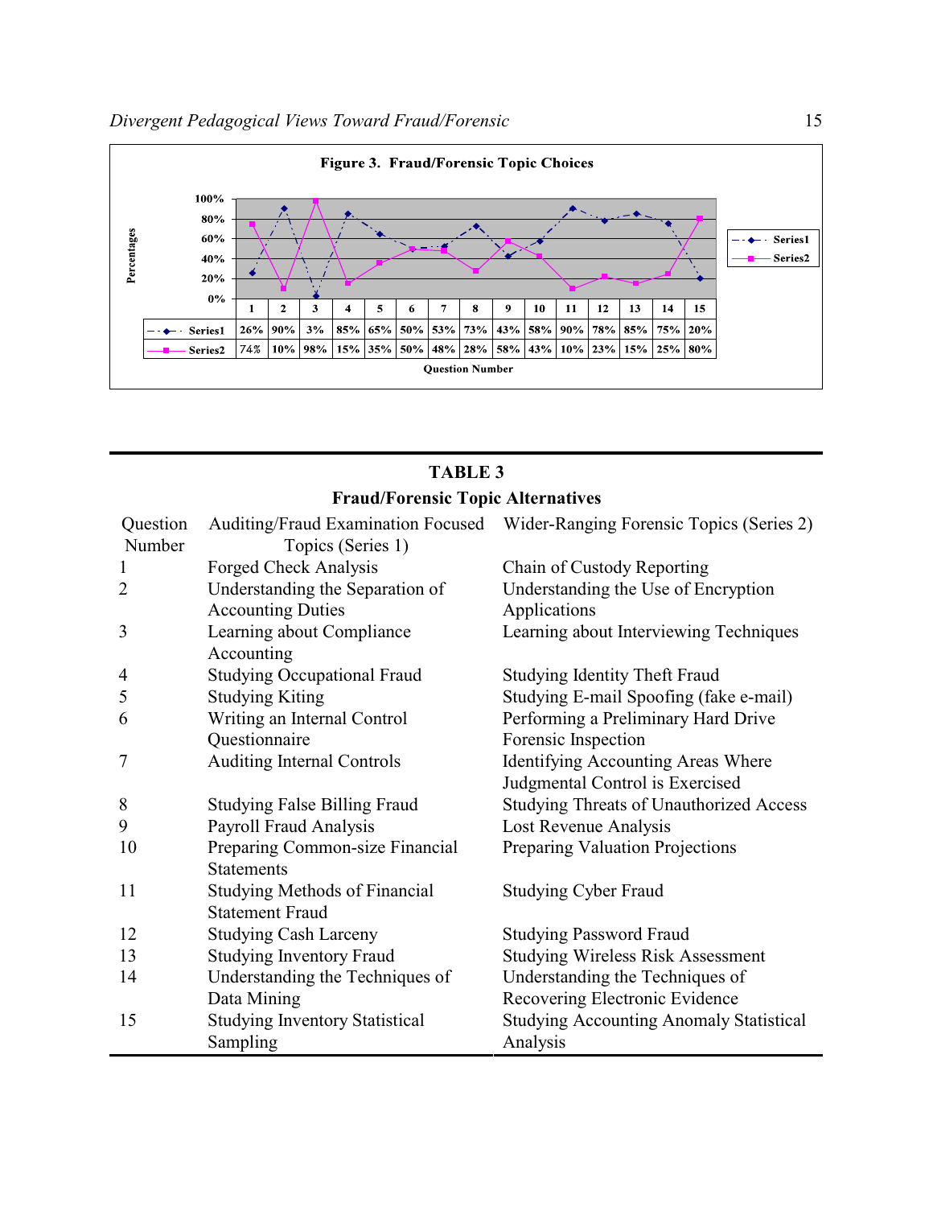**Figure 3. Fraud/Forensic Topic Choices**

| Question Number | 1 | 2 | 3 | 4 | 5 | 6 | 7 | 8 | 9 | 10 | 11 | 12 | 13 | 14 | 15 |
|---|---|---|---|---|---|---|---|---|---|---|---|---|---|---|---|
| Series1 | 26% | 90% | 3% | 85% | 65% | 50% | 53% | 73% | 43% | 58% | 90% | 78% | 85% | 75% | 20% |
| Series2 | 74% | 10% | 98% | 15% | 35% | 50% | 48% | 28% | 58% | 43% | 10% | 23% | 15% | 25% | 80% |

## TABLE 3
### Fraud/Forensic Topic Alternatives

| Question Number | Auditing/Fraud Examination Focused Topics (Series 1) | Wider-Ranging Forensic Topics (Series 2) |
|---|---|---|
| 1 | Forged Check Analysis | Chain of Custody Reporting |
| 2 | Understanding the Separation of Accounting Duties | Understanding the Use of Encryption Applications |
| 3 | Learning about Compliance Accounting | Learning about Interviewing Techniques |
| 4 | Studying Occupational Fraud | Studying Identity Theft Fraud |
| 5 | Studying Kiting | Studying E-mail Spoofing (fake e-mail) |
| 6 | Writing an Internal Control Questionnaire | Performing a Preliminary Hard Drive Forensic Inspection |
| 7 | Auditing Internal Controls | Identifying Accounting Areas Where Judgmental Control is Exercised |
| 8 | Studying False Billing Fraud | Studying Threats of Unauthorized Access |
| 9 | Payroll Fraud Analysis | Lost Revenue Analysis |
| 10 | Preparing Common-size Financial Statements | Preparing Valuation Projections |
| 11 | Studying Methods of Financial Statement Fraud | Studying Cyber Fraud |
| 12 | Studying Cash Larceny | Studying Password Fraud |
| 13 | Studying Inventory Fraud | Studying Wireless Risk Assessment |
| 14 | Understanding the Techniques of Data Mining | Understanding the Techniques of Recovering Electronic Evidence |
| 15 | Studying Inventory Statistical Sampling | Studying Accounting Anomaly Statistical Analysis |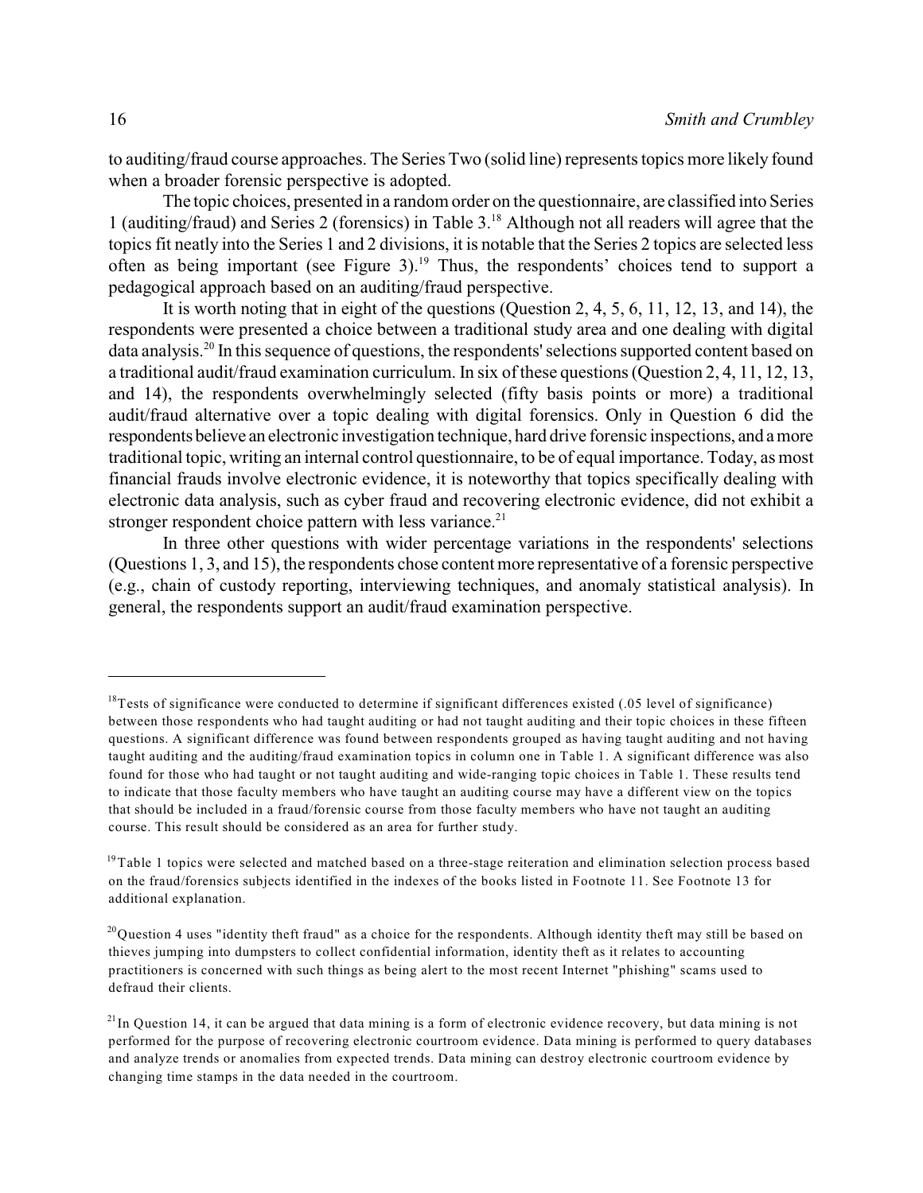to auditing/fraud course approaches. The Series Two (solid line) represents topics more likely found when a broader forensic perspective is adopted.

The topic choices, presented in a random order on the questionnaire, are classified into Series 1 (auditing/fraud) and Series 2 (forensics) in Table 3.[18] Although not all readers will agree that the topics fit neatly into the Series 1 and 2 divisions, it is notable that the Series 2 topics are selected less often as being important (see Figure 3).[19] Thus, the respondents' choices tend to support a pedagogical approach based on an auditing/fraud perspective.

It is worth noting that in eight of the questions (Question 2, 4, 5, 6, 11, 12, 13, and 14), the respondents were presented a choice between a traditional study area and one dealing with digital data analysis.[20] In this sequence of questions, the respondents' selections supported content based on a traditional audit/fraud examination curriculum. In six of these questions (Question 2, 4, 11, 12, 13, and 14), the respondents overwhelmingly selected (fifty basis points or more) a traditional audit/fraud alternative over a topic dealing with digital forensics. Only in Question 6 did the respondents believe an electronic investigation technique, hard drive forensic inspections, and a more traditional topic, writing an internal control questionnaire, to be of equal importance. Today, as most financial frauds involve electronic evidence, it is noteworthy that topics specifically dealing with electronic data analysis, such as cyber fraud and recovering electronic evidence, did not exhibit a stronger respondent choice pattern with less variance.[21]

In three other questions with wider percentage variations in the respondents' selections (Questions 1, 3, and 15), the respondents chose content more representative of a forensic perspective (e.g., chain of custody reporting, interviewing techniques, and anomaly statistical analysis). In general, the respondents support an audit/fraud examination perspective.

---

[18] Tests of significance were conducted to determine if significant differences existed (.05 level of significance) between those respondents who had taught auditing or had not taught auditing and their topic choices in these fifteen questions. A significant difference was found between respondents grouped as having taught auditing and not having taught auditing and the auditing/fraud examination topics in column one in Table 1. A significant difference was also found for those who had taught or not taught auditing and wide-ranging topic choices in Table 1. These results tend to indicate that those faculty members who have taught an auditing course may have a different view on the topics that should be included in a fraud/forensic course from those faculty members who have not taught an auditing course. This result should be considered as an area for further study.

[19] Table 1 topics were selected and matched based on a three-stage reiteration and elimination selection process based on the fraud/forensics subjects identified in the indexes of the books listed in Footnote 11. See Footnote 13 for additional explanation.

[20] Question 4 uses "identity theft fraud" as a choice for the respondents. Although identity theft may still be based on thieves jumping into dumpsters to collect confidential information, identity theft as it relates to accounting practitioners is concerned with such things as being alert to the most recent Internet "phishing" scams used to defraud their clients.

[21] In Question 14, it can be argued that data mining is a form of electronic evidence recovery, but data mining is not performed for the purpose of recovering electronic courtroom evidence. Data mining is performed to query databases and analyze trends or anomalies from expected trends. Data mining can destroy electronic courtroom evidence by changing time stamps in the data needed in the courtroom.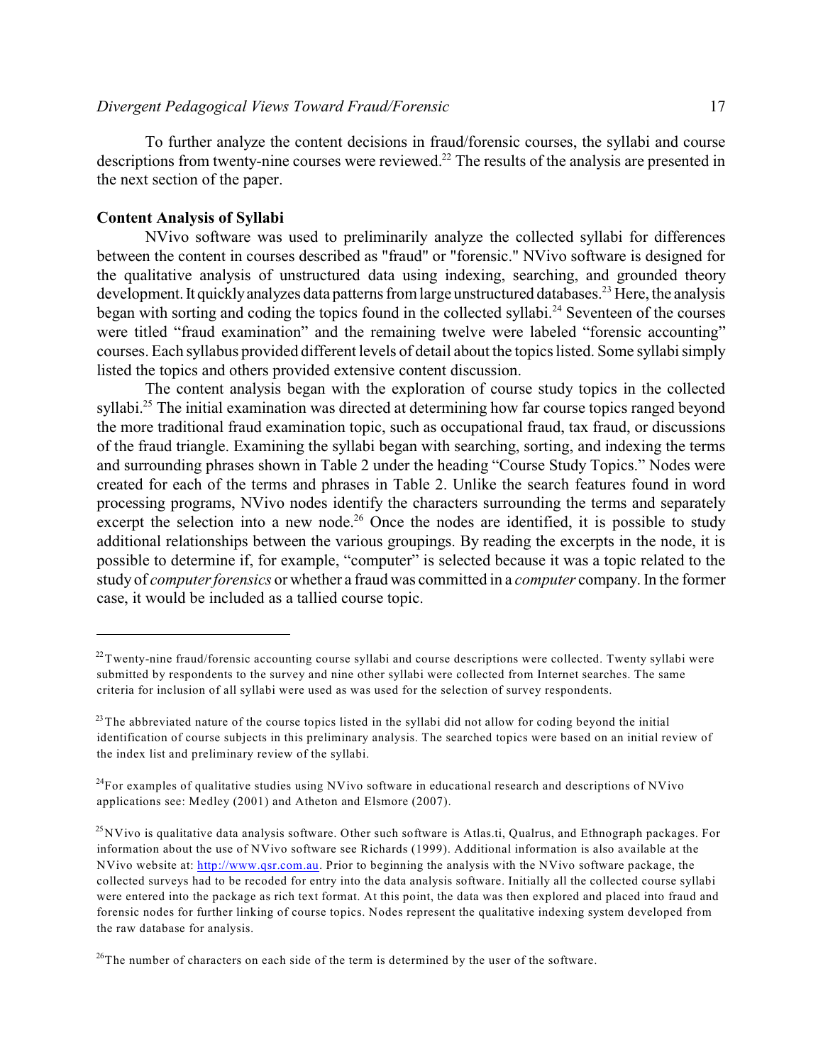To further analyze the content decisions in fraud/forensic courses, the syllabi and course descriptions from twenty-nine courses were reviewed.[22] The results of the analysis are presented in the next section of the paper.

### Content Analysis of Syllabi

NVivo software was used to preliminarily analyze the collected syllabi for differences between the content in courses described as "fraud" or "forensic." NVivo software is designed for the qualitative analysis of unstructured data using indexing, searching, and grounded theory development. It quickly analyzes data patterns from large unstructured databases.[23] Here, the analysis began with sorting and coding the topics found in the collected syllabi.[24] Seventeen of the courses were titled "fraud examination" and the remaining twelve were labeled "forensic accounting" courses. Each syllabus provided different levels of detail about the topics listed. Some syllabi simply listed the topics and others provided extensive content discussion.

The content analysis began with the exploration of course study topics in the collected syllabi.[25] The initial examination was directed at determining how far course topics ranged beyond the more traditional fraud examination topic, such as occupational fraud, tax fraud, or discussions of the fraud triangle. Examining the syllabi began with searching, sorting, and indexing the terms and surrounding phrases shown in Table 2 under the heading "Course Study Topics." Nodes were created for each of the terms and phrases in Table 2. Unlike the search features found in word processing programs, NVivo nodes identify the characters surrounding the terms and separately excerpt the selection into a new node.[26] Once the nodes are identified, it is possible to study additional relationships between the various groupings. By reading the excerpts in the node, it is possible to determine if, for example, "computer" is selected because it was a topic related to the study of *computer forensics* or whether a fraud was committed in a *computer* company. In the former case, it would be included as a tallied course topic.

---

[22] Twenty-nine fraud/forensic accounting course syllabi and course descriptions were collected. Twenty syllabi were submitted by respondents to the survey and nine other syllabi were collected from Internet searches. The same criteria for inclusion of all syllabi were used as was used for the selection of survey respondents.

[23] The abbreviated nature of the course topics listed in the syllabi did not allow for coding beyond the initial identification of course subjects in this preliminary analysis. The searched topics were based on an initial review of the index list and preliminary review of the syllabi.

[24] For examples of qualitative studies using NVivo software in educational research and descriptions of NVivo applications see: Medley (2001) and Atheton and Elsmore (2007).

[25] NVivo is qualitative data analysis software. Other such software is Atlas.ti, Qualrus, and Ethnograph packages. For information about the use of NVivo software see Richards (1999). Additional information is also available at the NVivo website at: http://www.qsr.com.au. Prior to beginning the analysis with the NVivo software package, the collected surveys had to be recoded for entry into the data analysis software. Initially all the collected course syllabi were entered into the package as rich text format. At this point, the data was then explored and placed into fraud and forensic nodes for further linking of course topics. Nodes represent the qualitative indexing system developed from the raw database for analysis.

[26] The number of characters on each side of the term is determined by the user of the software.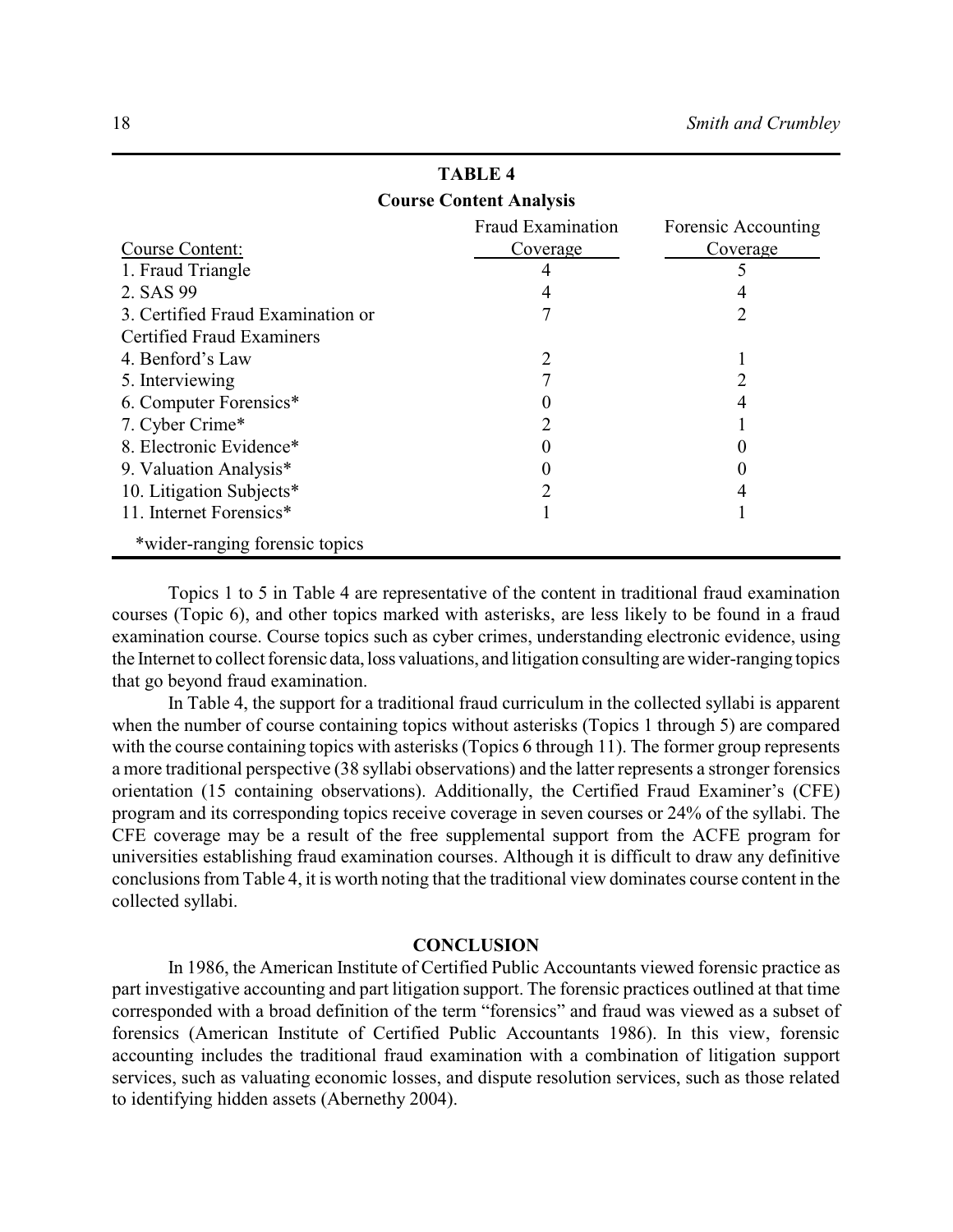**TABLE 4**
**Course Content Analysis**

| Course Content: | Fraud Examination Coverage | Forensic Accounting Coverage |
|---|---|---|
| 1. Fraud Triangle | 4 | 5 |
| 2. SAS 99 | 4 | 4 |
| 3. Certified Fraud Examination or Certified Fraud Examiners | 7 | 2 |
| 4. Benford's Law | 2 | 1 |
| 5. Interviewing | 7 | 2 |
| 6. Computer Forensics* | 0 | 4 |
| 7. Cyber Crime* | 2 | 1 |
| 8. Electronic Evidence* | 0 | 0 |
| 9. Valuation Analysis* | 0 | 0 |
| 10. Litigation Subjects* | 2 | 4 |
| 11. Internet Forensics* | 1 | 1 |

*wider-ranging forensic topics

Topics 1 to 5 in Table 4 are representative of the content in traditional fraud examination courses (Topic 6), and other topics marked with asterisks, are less likely to be found in a fraud examination course. Course topics such as cyber crimes, understanding electronic evidence, using the Internet to collect forensic data, loss valuations, and litigation consulting are wider-ranging topics that go beyond fraud examination.

In Table 4, the support for a traditional fraud curriculum in the collected syllabi is apparent when the number of course containing topics without asterisks (Topics 1 through 5) are compared with the course containing topics with asterisks (Topics 6 through 11). The former group represents a more traditional perspective (38 syllabi observations) and the latter represents a stronger forensics orientation (15 containing observations). Additionally, the Certified Fraud Examiner's (CFE) program and its corresponding topics receive coverage in seven courses or 24% of the syllabi. The CFE coverage may be a result of the free supplemental support from the ACFE program for universities establishing fraud examination courses. Although it is difficult to draw any definitive conclusions from Table 4, it is worth noting that the traditional view dominates course content in the collected syllabi.

## CONCLUSION

In 1986, the American Institute of Certified Public Accountants viewed forensic practice as part investigative accounting and part litigation support. The forensic practices outlined at that time corresponded with a broad definition of the term "forensics" and fraud was viewed as a subset of forensics (American Institute of Certified Public Accountants 1986). In this view, forensic accounting includes the traditional fraud examination with a combination of litigation support services, such as valuating economic losses, and dispute resolution services, such as those related to identifying hidden assets (Abernethy 2004).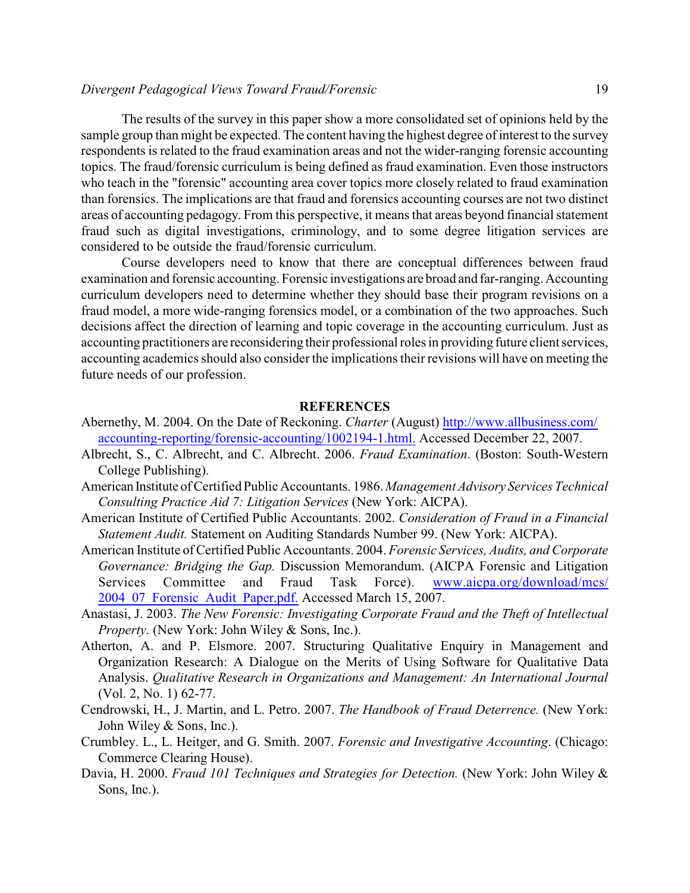The results of the survey in this paper show a more consolidated set of opinions held by the sample group than might be expected. The content having the highest degree of interest to the survey respondents is related to the fraud examination areas and not the wider-ranging forensic accounting topics. The fraud/forensic curriculum is being defined as fraud examination. Even those instructors who teach in the "forensic" accounting area cover topics more closely related to fraud examination than forensics. The implications are that fraud and forensics accounting courses are not two distinct areas of accounting pedagogy. From this perspective, it means that areas beyond financial statement fraud such as digital investigations, criminology, and to some degree litigation services are considered to be outside the fraud/forensic curriculum.

Course developers need to know that there are conceptual differences between fraud examination and forensic accounting. Forensic investigations are broad and far-ranging. Accounting curriculum developers need to determine whether they should base their program revisions on a fraud model, a more wide-ranging forensics model, or a combination of the two approaches. Such decisions affect the direction of learning and topic coverage in the accounting curriculum. Just as accounting practitioners are reconsidering their professional roles in providing future client services, accounting academics should also consider the implications their revisions will have on meeting the future needs of our profession.

## REFERENCES

Abernethy, M. 2004. On the Date of Reckoning. *Charter* (August) http://www.allbusiness.com/accounting-reporting/forensic-accounting/1002194-1.html. Accessed December 22, 2007.

Albrecht, S., C. Albrecht, and C. Albrecht. 2006. *Fraud Examination*. (Boston: South-Western College Publishing).

American Institute of Certified Public Accountants. 1986. *Management Advisory Services Technical Consulting Practice Aid 7: Litigation Services* (New York: AICPA).

American Institute of Certified Public Accountants. 2002. *Consideration of Fraud in a Financial Statement Audit.* Statement on Auditing Standards Number 99. (New York: AICPA).

American Institute of Certified Public Accountants. 2004. *Forensic Services, Audits, and Corporate Governance: Bridging the Gap.* Discussion Memorandum. (AICPA Forensic and Litigation Services Committee and Fraud Task Force). www.aicpa.org/download/mcs/2004_07_Forensic_Audit_Paper.pdf. Accessed March 15, 2007.

Anastasi, J. 2003. *The New Forensic: Investigating Corporate Fraud and the Theft of Intellectual Property*. (New York: John Wiley & Sons, Inc.).

Atherton, A. and P. Elsmore. 2007. Structuring Qualitative Enquiry in Management and Organization Research: A Dialogue on the Merits of Using Software for Qualitative Data Analysis. *Qualitative Research in Organizations and Management: An International Journal* (Vol. 2, No. 1) 62-77.

Cendrowski, H., J. Martin, and L. Petro. 2007. *The Handbook of Fraud Deterrence.* (New York: John Wiley & Sons, Inc.).

Crumbley. L., L. Heitger, and G. Smith. 2007. *Forensic and Investigative Accounting*. (Chicago: Commerce Clearing House).

Davia, H. 2000. *Fraud 101 Techniques and Strategies for Detection.* (New York: John Wiley & Sons, Inc.).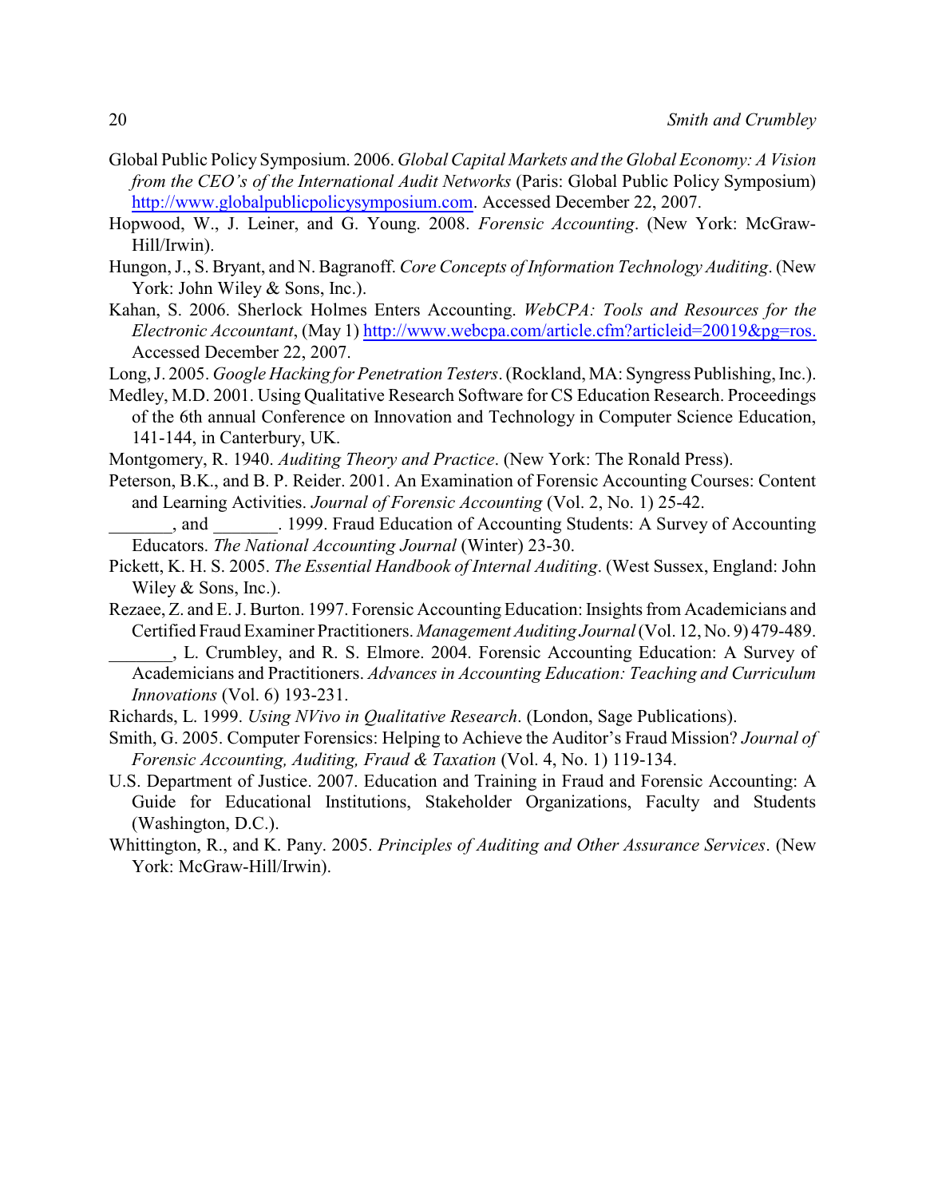Global Public Policy Symposium. 2006. *Global Capital Markets and the Global Economy: A Vision from the CEO's of the International Audit Networks* (Paris: Global Public Policy Symposium) http://www.globalpublicpolicysymposium.com. Accessed December 22, 2007.

Hopwood, W., J. Leiner, and G. Young. 2008. *Forensic Accounting*. (New York: McGraw-Hill/Irwin).

Hungon, J., S. Bryant, and N. Bagranoff. *Core Concepts of Information Technology Auditing*. (New York: John Wiley & Sons, Inc.).

Kahan, S. 2006. Sherlock Holmes Enters Accounting. *WebCPA: Tools and Resources for the Electronic Accountant*, (May 1) http://www.webcpa.com/article.cfm?articleid=20019&pg=ros. Accessed December 22, 2007.

Long, J. 2005. *Google Hacking for Penetration Testers*. (Rockland, MA: Syngress Publishing, Inc.).

Medley, M.D. 2001. Using Qualitative Research Software for CS Education Research. Proceedings of the 6th annual Conference on Innovation and Technology in Computer Science Education, 141-144, in Canterbury, UK.

Montgomery, R. 1940. *Auditing Theory and Practice*. (New York: The Ronald Press).

Peterson, B.K., and B. P. Reider. 2001. An Examination of Forensic Accounting Courses: Content and Learning Activities. *Journal of Forensic Accounting* (Vol. 2, No. 1) 25-42.

_______, and _______. 1999. Fraud Education of Accounting Students: A Survey of Accounting Educators. *The National Accounting Journal* (Winter) 23-30.

Pickett, K. H. S. 2005. *The Essential Handbook of Internal Auditing*. (West Sussex, England: John Wiley & Sons, Inc.).

Rezaee, Z. and E. J. Burton. 1997. Forensic Accounting Education: Insights from Academicians and Certified Fraud Examiner Practitioners. *Management Auditing Journal* (Vol. 12, No. 9) 479-489.

_______, L. Crumbley, and R. S. Elmore. 2004. Forensic Accounting Education: A Survey of Academicians and Practitioners. *Advances in Accounting Education: Teaching and Curriculum Innovations* (Vol. 6) 193-231.

Richards, L. 1999. *Using NVivo in Qualitative Research*. (London, Sage Publications).

Smith, G. 2005. Computer Forensics: Helping to Achieve the Auditor's Fraud Mission? *Journal of Forensic Accounting, Auditing, Fraud & Taxation* (Vol. 4, No. 1) 119-134.

U.S. Department of Justice. 2007. Education and Training in Fraud and Forensic Accounting: A Guide for Educational Institutions, Stakeholder Organizations, Faculty and Students (Washington, D.C.).

Whittington, R., and K. Pany. 2005. *Principles of Auditing and Other Assurance Services*. (New York: McGraw-Hill/Irwin).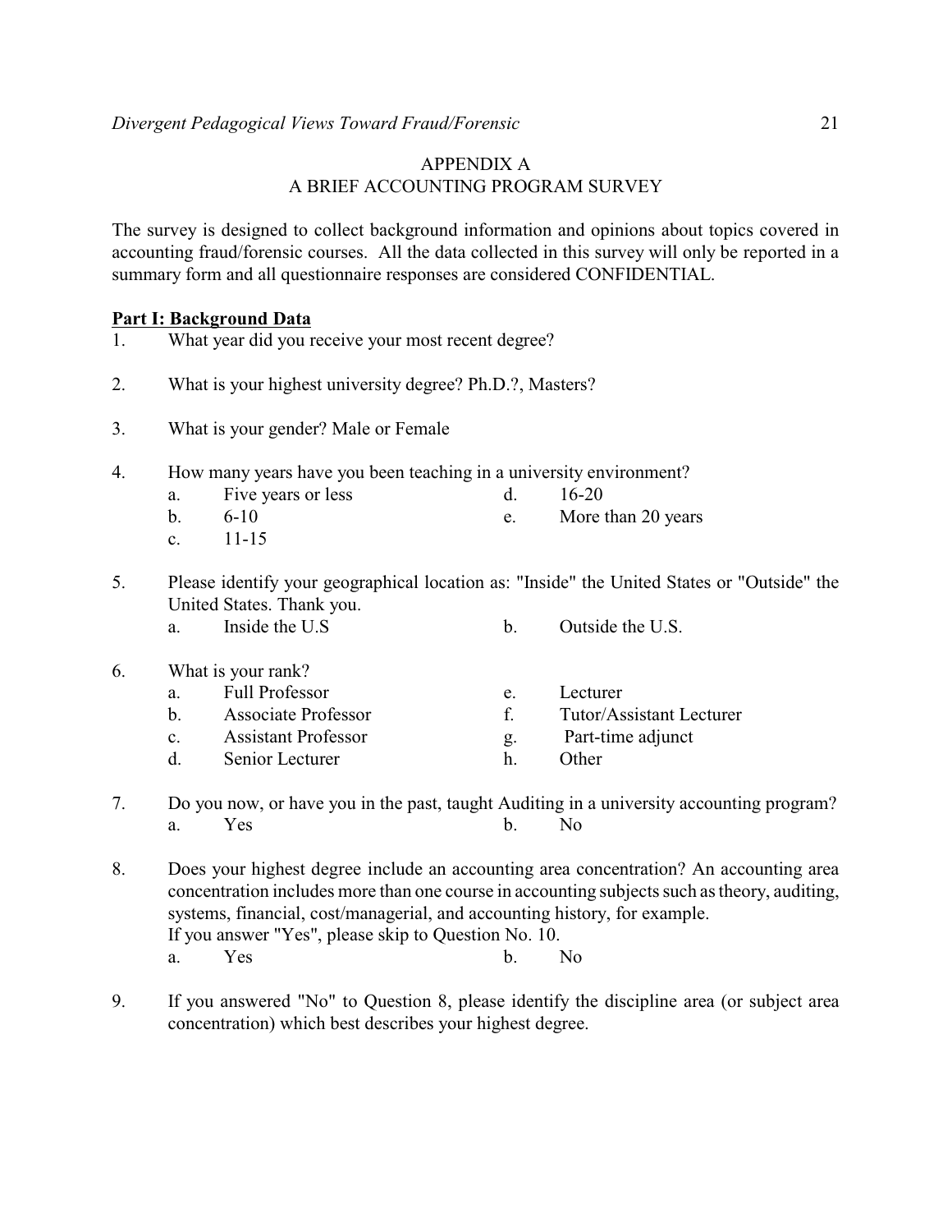## APPENDIX A
## A BRIEF ACCOUNTING PROGRAM SURVEY

The survey is designed to collect background information and opinions about topics covered in accounting fraud/forensic courses. All the data collected in this survey will only be reported in a summary form and all questionnaire responses are considered CONFIDENTIAL.

**Part I: Background Data**

1. What year did you receive your most recent degree?

2. What is your highest university degree? Ph.D.?, Masters?

3. What is your gender? Male or Female

4. How many years have you been teaching in a university environment?
   - a. Five years or less
   - b. 6-10
   - c. 11-15
   - d. 16-20
   - e. More than 20 years

5. Please identify your geographical location as: "Inside" the United States or "Outside" the United States. Thank you.
   - a. Inside the U.S
   - b. Outside the U.S.

6. What is your rank?
   - a. Full Professor
   - b. Associate Professor
   - c. Assistant Professor
   - d. Senior Lecturer
   - e. Lecturer
   - f. Tutor/Assistant Lecturer
   - g. Part-time adjunct
   - h. Other

7. Do you now, or have you in the past, taught Auditing in a university accounting program?
   - a. Yes
   - b. No

8. Does your highest degree include an accounting area concentration? An accounting area concentration includes more than one course in accounting subjects such as theory, auditing, systems, financial, cost/managerial, and accounting history, for example.
   If you answer "Yes", please skip to Question No. 10.
   - a. Yes
   - b. No

9. If you answered "No" to Question 8, please identify the discipline area (or subject area concentration) which best describes your highest degree.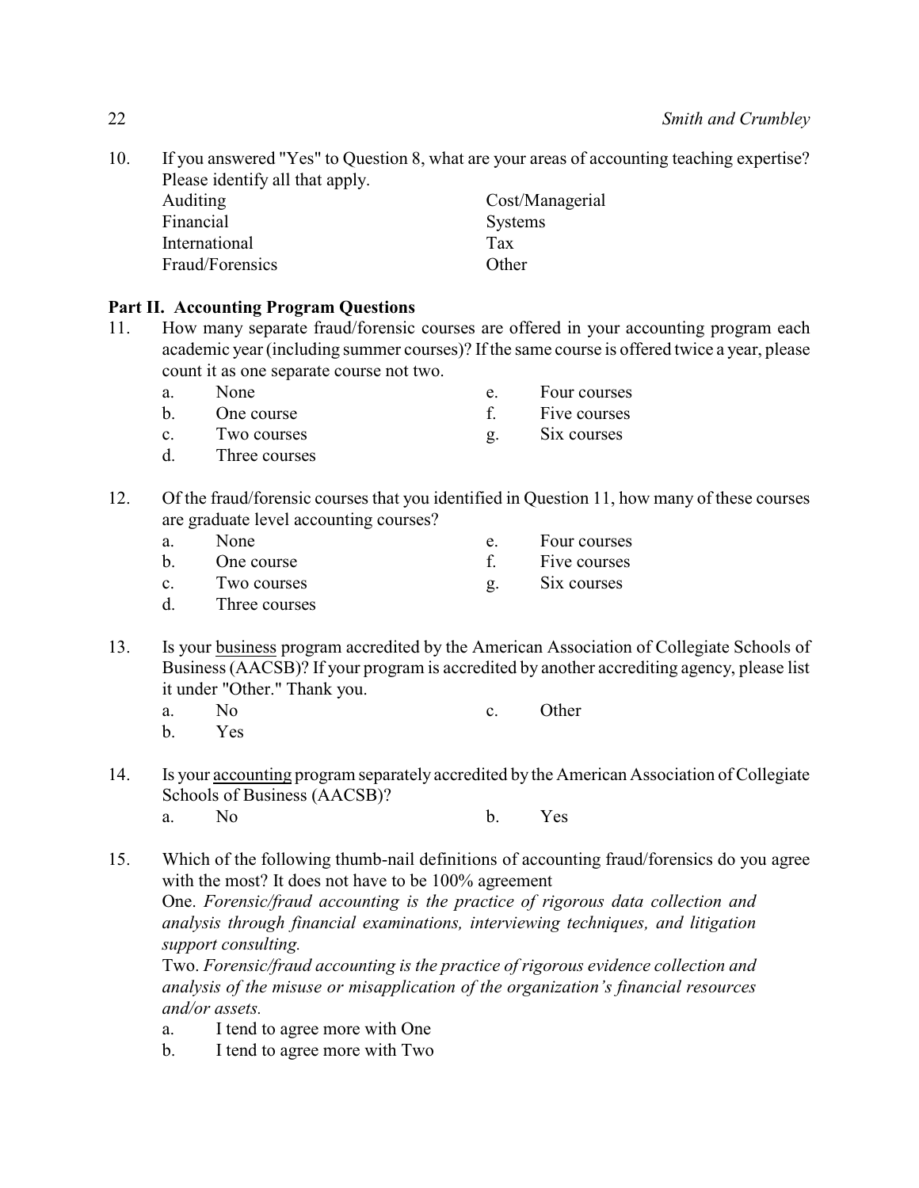10. If you answered "Yes" to Question 8, what are your areas of accounting teaching expertise? Please identify all that apply.

    Auditing
    Financial
    International
    Fraud/Forensics
    Cost/Managerial
    Systems
    Tax
    Other

**Part II. Accounting Program Questions**

11. How many separate fraud/forensic courses are offered in your accounting program each academic year (including summer courses)? If the same course is offered twice a year, please count it as one separate course not two.

    a. None
    b. One course
    c. Two courses
    d. Three courses
    e. Four courses
    f. Five courses
    g. Six courses

12. Of the fraud/forensic courses that you identified in Question 11, how many of these courses are graduate level accounting courses?

    a. None
    b. One course
    c. Two courses
    d. Three courses
    e. Four courses
    f. Five courses
    g. Six courses

13. Is your <u>business</u> program accredited by the American Association of Collegiate Schools of Business (AACSB)? If your program is accredited by another accrediting agency, please list it under "Other." Thank you.

    a. No
    b. Yes
    c. Other

14. Is your <u>accounting</u> program separately accredited by the American Association of Collegiate Schools of Business (AACSB)?

    a. No
    b. Yes

15. Which of the following thumb-nail definitions of accounting fraud/forensics do you agree with the most? It does not have to be 100% agreement

    One. *Forensic/fraud accounting is the practice of rigorous data collection and analysis through financial examinations, interviewing techniques, and litigation support consulting.*

    Two. *Forensic/fraud accounting is the practice of rigorous evidence collection and analysis of the misuse or misapplication of the organization's financial resources and/or assets.*

    a. I tend to agree more with One
    b. I tend to agree more with Two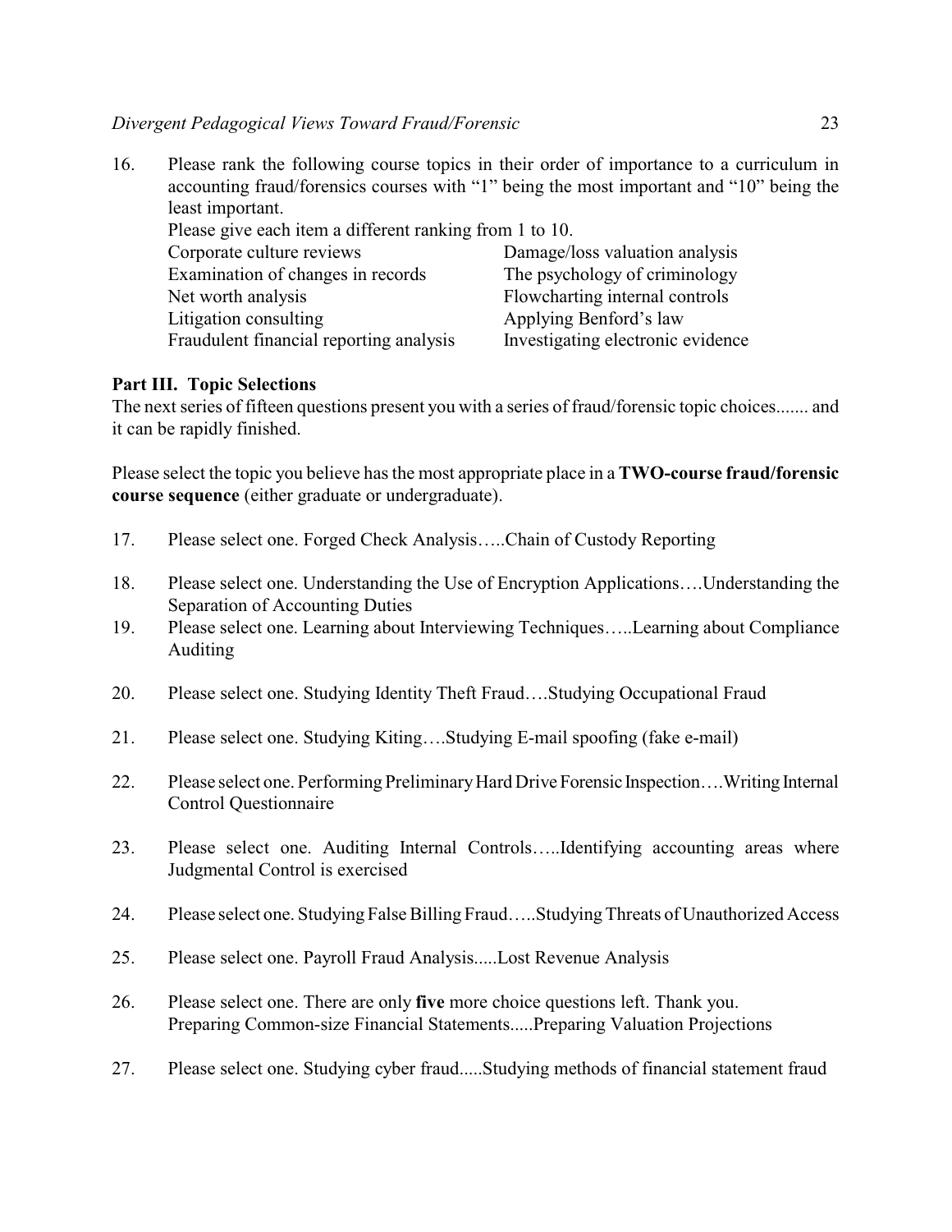16. Please rank the following course topics in their order of importance to a curriculum in accounting fraud/forensics courses with "1" being the most important and "10" being the least important.
    Please give each item a different ranking from 1 to 10.

| | |
|---|---|
| Corporate culture reviews | Damage/loss valuation analysis |
| Examination of changes in records | The psychology of criminology |
| Net worth analysis | Flowcharting internal controls |
| Litigation consulting | Applying Benford's law |
| Fraudulent financial reporting analysis | Investigating electronic evidence |

**Part III. Topic Selections**

The next series of fifteen questions present you with a series of fraud/forensic topic choices....... and it can be rapidly finished.

Please select the topic you believe has the most appropriate place in a **TWO-course fraud/forensic course sequence** (either graduate or undergraduate).

17. Please select one. Forged Check Analysis…..Chain of Custody Reporting

18. Please select one. Understanding the Use of Encryption Applications….Understanding the Separation of Accounting Duties

19. Please select one. Learning about Interviewing Techniques…..Learning about Compliance Auditing

20. Please select one. Studying Identity Theft Fraud….Studying Occupational Fraud

21. Please select one. Studying Kiting….Studying E-mail spoofing (fake e-mail)

22. Please select one. Performing Preliminary Hard Drive Forensic Inspection….Writing Internal Control Questionnaire

23. Please select one. Auditing Internal Controls…..Identifying accounting areas where Judgmental Control is exercised

24. Please select one. Studying False Billing Fraud…..Studying Threats of Unauthorized Access

25. Please select one. Payroll Fraud Analysis.....Lost Revenue Analysis

26. Please select one. There are only **five** more choice questions left. Thank you.
    Preparing Common-size Financial Statements.....Preparing Valuation Projections

27. Please select one. Studying cyber fraud.....Studying methods of financial statement fraud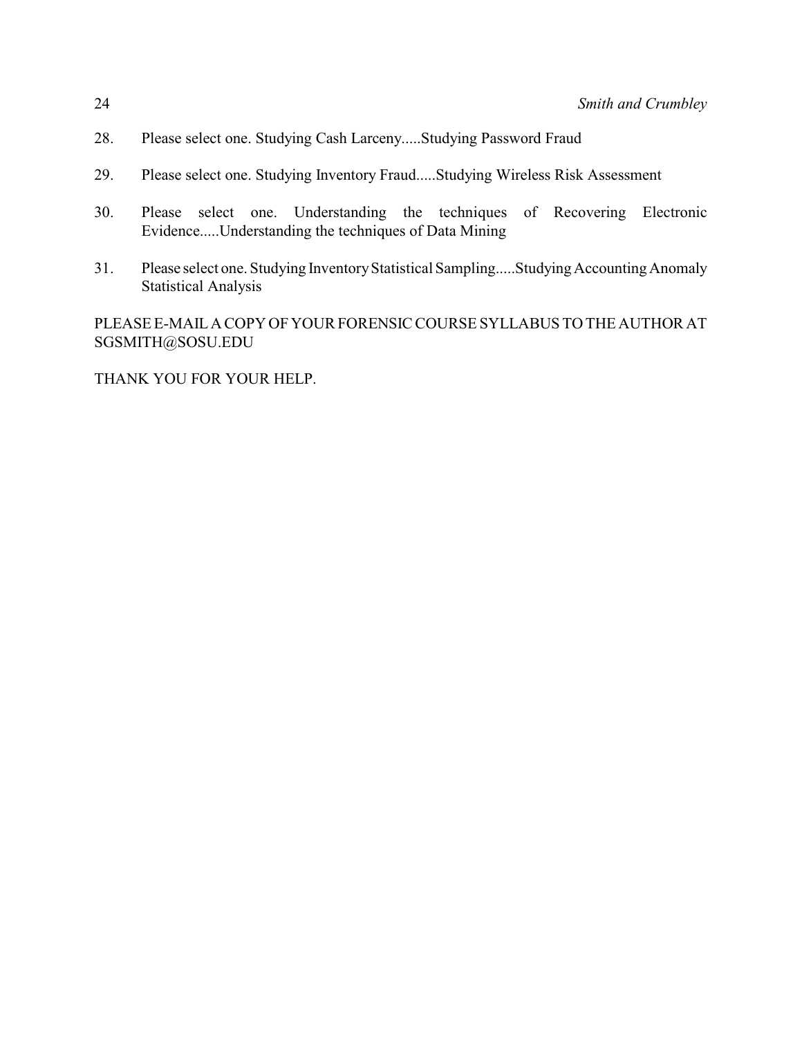28. Please select one. Studying Cash Larceny.....Studying Password Fraud

29. Please select one. Studying Inventory Fraud.....Studying Wireless Risk Assessment

30. Please select one. Understanding the techniques of Recovering Electronic Evidence.....Understanding the techniques of Data Mining

31. Please select one. Studying Inventory Statistical Sampling.....Studying Accounting Anomaly Statistical Analysis

PLEASE E-MAIL A COPY OF YOUR FORENSIC COURSE SYLLABUS TO THE AUTHOR AT SGSMITH@SOSU.EDU

THANK YOU FOR YOUR HELP.